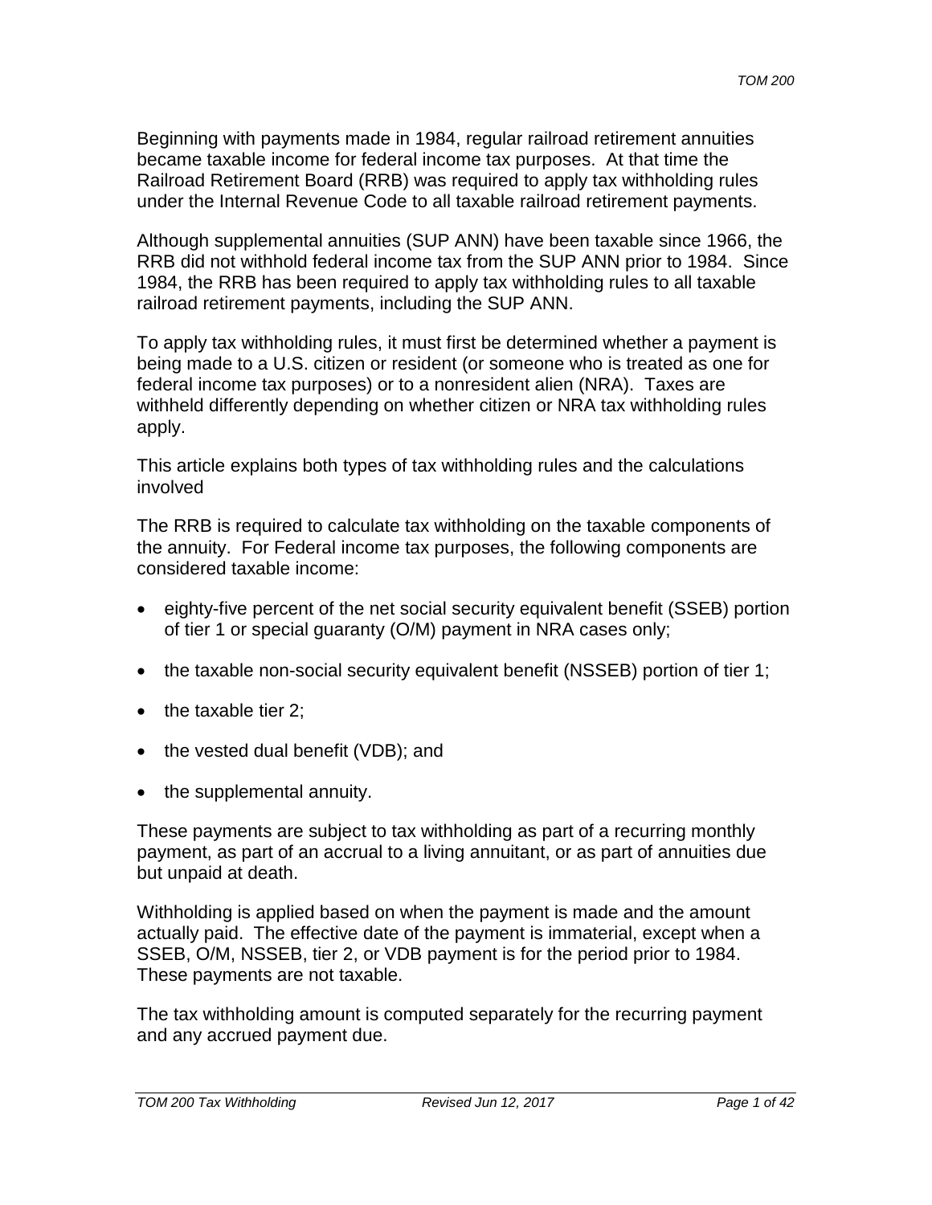Beginning with payments made in 1984, regular railroad retirement annuities became taxable income for federal income tax purposes. At that time the Railroad Retirement Board (RRB) was required to apply tax withholding rules under the Internal Revenue Code to all taxable railroad retirement payments.

Although supplemental annuities (SUP ANN) have been taxable since 1966, the RRB did not withhold federal income tax from the SUP ANN prior to 1984. Since 1984, the RRB has been required to apply tax withholding rules to all taxable railroad retirement payments, including the SUP ANN.

To apply tax withholding rules, it must first be determined whether a payment is being made to a U.S. citizen or resident (or someone who is treated as one for federal income tax purposes) or to a nonresident alien (NRA). Taxes are withheld differently depending on whether citizen or NRA tax withholding rules apply.

This article explains both types of tax withholding rules and the calculations involved

The RRB is required to calculate tax withholding on the taxable components of the annuity. For Federal income tax purposes, the following components are considered taxable income:

- eighty-five percent of the net social security equivalent benefit (SSEB) portion of tier 1 or special guaranty (O/M) payment in NRA cases only;
- the taxable non-social security equivalent benefit (NSSEB) portion of tier 1;
- the taxable tier 2;
- the vested dual benefit (VDB); and
- the supplemental annuity.

These payments are subject to tax withholding as part of a recurring monthly payment, as part of an accrual to a living annuitant, or as part of annuities due but unpaid at death.

Withholding is applied based on when the payment is made and the amount actually paid. The effective date of the payment is immaterial, except when a SSEB, O/M, NSSEB, tier 2, or VDB payment is for the period prior to 1984. These payments are not taxable.

The tax withholding amount is computed separately for the recurring payment and any accrued payment due.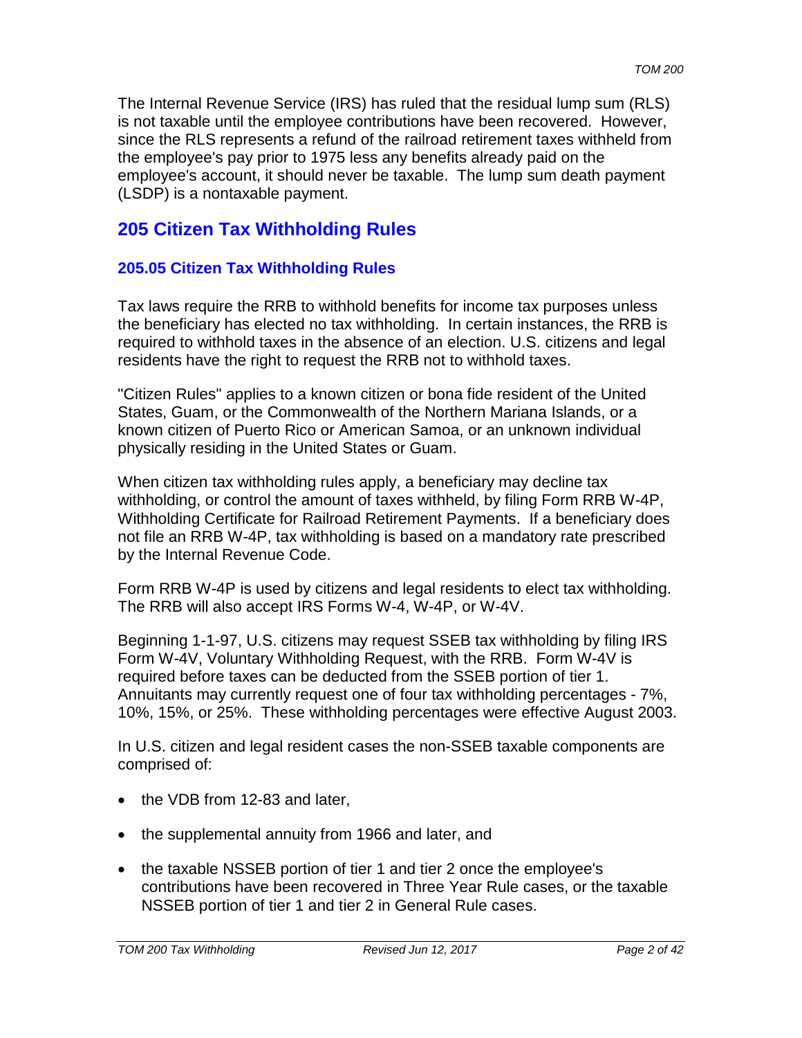The Internal Revenue Service (IRS) has ruled that the residual lump sum (RLS) is not taxable until the employee contributions have been recovered. However, since the RLS represents a refund of the railroad retirement taxes withheld from the employee's pay prior to 1975 less any benefits already paid on the employee's account, it should never be taxable. The lump sum death payment (LSDP) is a nontaxable payment.

## 205 Citizen Tax Withholding Rules

### 205.05 Citizen Tax Withholding Rules

Tax laws require the RRB to withhold benefits for income tax purposes unless the beneficiary has elected no tax withholding. In certain instances, the RRB is required to withhold taxes in the absence of an election. U.S. citizens and legal residents have the right to request the RRB not to withhold taxes.

"Citizen Rules" applies to a known citizen or bona fide resident of the United States, Guam, or the Commonwealth of the Northern Mariana Islands, or a known citizen of Puerto Rico or American Samoa, or an unknown individual physically residing in the United States or Guam.

When citizen tax withholding rules apply, a beneficiary may decline tax withholding, or control the amount of taxes withheld, by filing Form RRB W-4P, Withholding Certificate for Railroad Retirement Payments. If a beneficiary does not file an RRB W-4P, tax withholding is based on a mandatory rate prescribed by the Internal Revenue Code.

Form RRB W-4P is used by citizens and legal residents to elect tax withholding. The RRB will also accept IRS Forms W-4, W-4P, or W-4V.

Beginning 1-1-97, U.S. citizens may request SSEB tax withholding by filing IRS Form W-4V, Voluntary Withholding Request, with the RRB. Form W-4V is required before taxes can be deducted from the SSEB portion of tier 1. Annuitants may currently request one of four tax withholding percentages - 7%, 10%, 15%, or 25%. These withholding percentages were effective August 2003.

In U.S. citizen and legal resident cases the non-SSEB taxable components are comprised of:

- the VDB from 12-83 and later,
- the supplemental annuity from 1966 and later, and
- the taxable NSSEB portion of tier 1 and tier 2 once the employee's contributions have been recovered in Three Year Rule cases, or the taxable NSSEB portion of tier 1 and tier 2 in General Rule cases.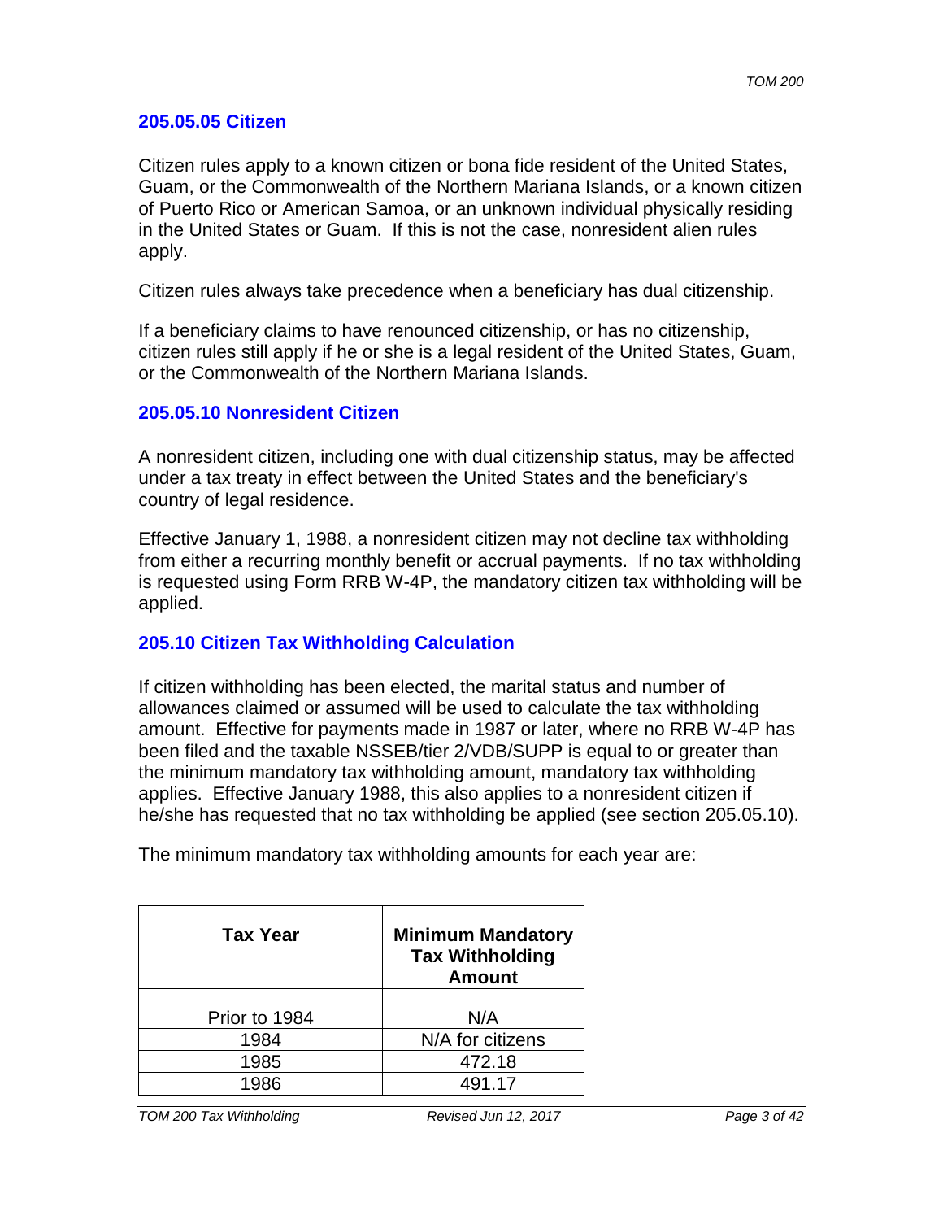### 205.05.05 Citizen

Citizen rules apply to a known citizen or bona fide resident of the United States, Guam, or the Commonwealth of the Northern Mariana Islands, or a known citizen of Puerto Rico or American Samoa, or an unknown individual physically residing in the United States or Guam. If this is not the case, nonresident alien rules apply.

Citizen rules always take precedence when a beneficiary has dual citizenship.

If a beneficiary claims to have renounced citizenship, or has no citizenship, citizen rules still apply if he or she is a legal resident of the United States, Guam, or the Commonwealth of the Northern Mariana Islands.

### 205.05.10 Nonresident Citizen

A nonresident citizen, including one with dual citizenship status, may be affected under a tax treaty in effect between the United States and the beneficiary's country of legal residence.

Effective January 1, 1988, a nonresident citizen may not decline tax withholding from either a recurring monthly benefit or accrual payments. If no tax withholding is requested using Form RRB W-4P, the mandatory citizen tax withholding will be applied.

## 205.10 Citizen Tax Withholding Calculation

If citizen withholding has been elected, the marital status and number of allowances claimed or assumed will be used to calculate the tax withholding amount. Effective for payments made in 1987 or later, where no RRB W-4P has been filed and the taxable NSSEB/tier 2/VDB/SUPP is equal to or greater than the minimum mandatory tax withholding amount, mandatory tax withholding applies. Effective January 1988, this also applies to a nonresident citizen if he/she has requested that no tax withholding be applied (see section 205.05.10).

The minimum mandatory tax withholding amounts for each year are:

| Tax Year | Minimum Mandatory Tax Withholding Amount |
|---|---|
| Prior to 1984 | N/A |
| 1984 | N/A for citizens |
| 1985 | 472.18 |
| 1986 | 491.17 |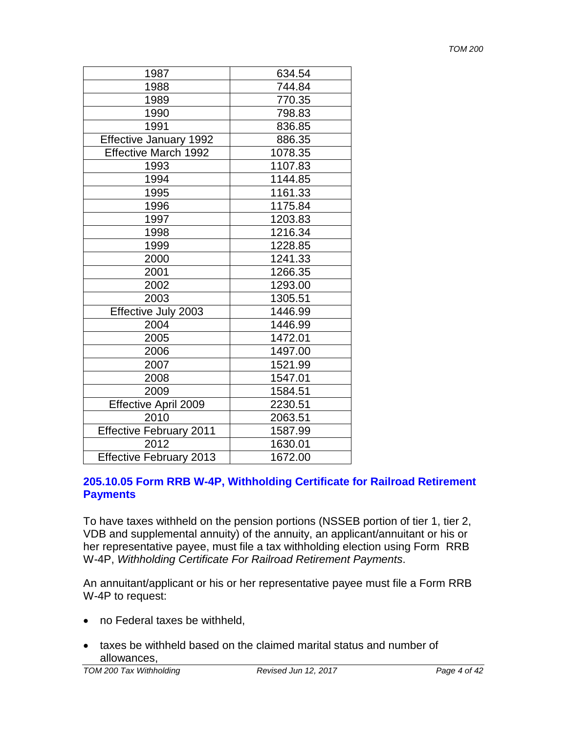| 1987 | 634.54 |
|---|---|
| 1988 | 744.84 |
| 1989 | 770.35 |
| 1990 | 798.83 |
| 1991 | 836.85 |
| Effective January 1992 | 886.35 |
| Effective March 1992 | 1078.35 |
| 1993 | 1107.83 |
| 1994 | 1144.85 |
| 1995 | 1161.33 |
| 1996 | 1175.84 |
| 1997 | 1203.83 |
| 1998 | 1216.34 |
| 1999 | 1228.85 |
| 2000 | 1241.33 |
| 2001 | 1266.35 |
| 2002 | 1293.00 |
| 2003 | 1305.51 |
| Effective July 2003 | 1446.99 |
| 2004 | 1446.99 |
| 2005 | 1472.01 |
| 2006 | 1497.00 |
| 2007 | 1521.99 |
| 2008 | 1547.01 |
| 2009 | 1584.51 |
| Effective April 2009 | 2230.51 |
| 2010 | 2063.51 |
| Effective February 2011 | 1587.99 |
| 2012 | 1630.01 |
| Effective February 2013 | 1672.00 |

### 205.10.05 Form RRB W-4P, Withholding Certificate for Railroad Retirement Payments

To have taxes withheld on the pension portions (NSSEB portion of tier 1, tier 2, VDB and supplemental annuity) of the annuity, an applicant/annuitant or his or her representative payee, must file a tax withholding election using Form RRB W-4P, *Withholding Certificate For Railroad Retirement Payments*.

An annuitant/applicant or his or her representative payee must file a Form RRB W-4P to request:

- no Federal taxes be withheld,
- taxes be withheld based on the claimed marital status and number of allowances,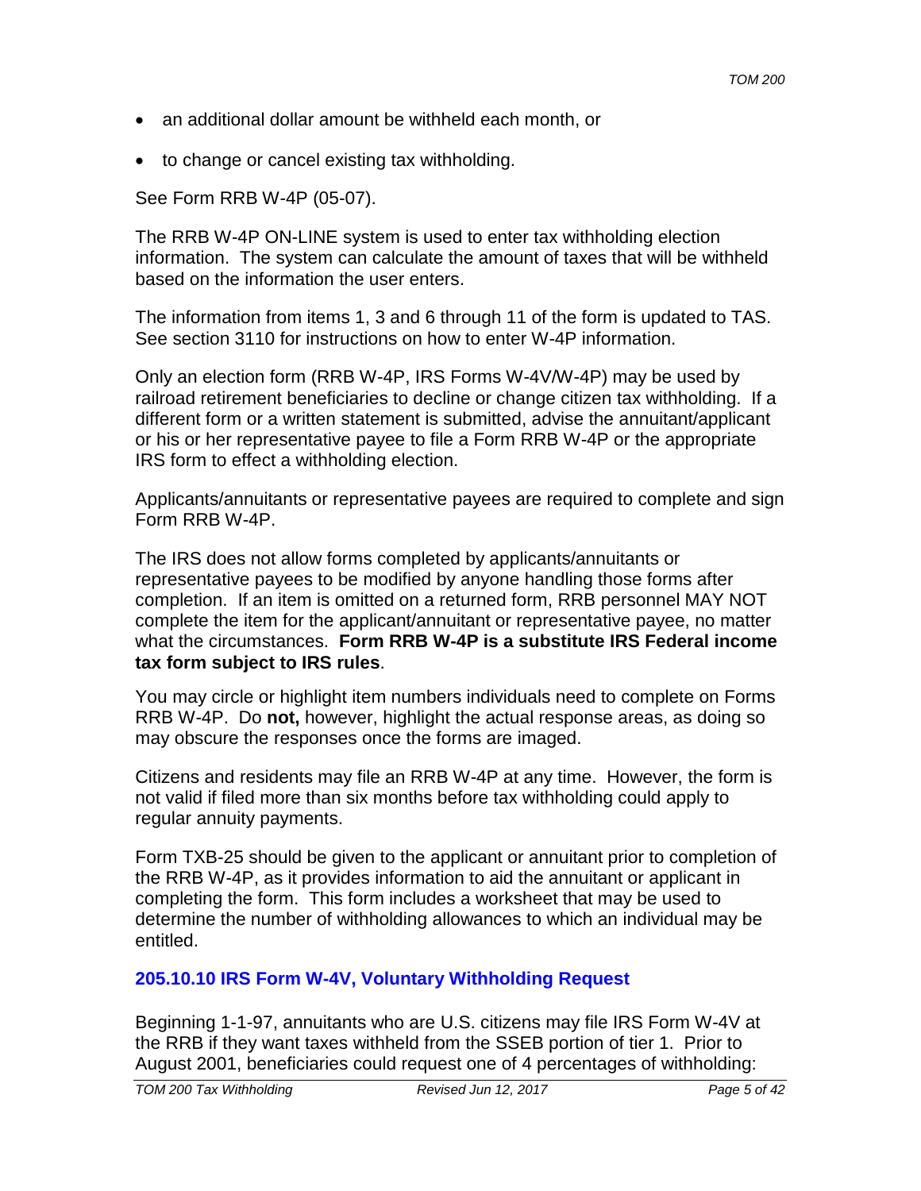- an additional dollar amount be withheld each month, or
- to change or cancel existing tax withholding.

See Form RRB W-4P (05-07).

The RRB W-4P ON-LINE system is used to enter tax withholding election information. The system can calculate the amount of taxes that will be withheld based on the information the user enters.

The information from items 1, 3 and 6 through 11 of the form is updated to TAS. See section 3110 for instructions on how to enter W-4P information.

Only an election form (RRB W-4P, IRS Forms W-4V/W-4P) may be used by railroad retirement beneficiaries to decline or change citizen tax withholding. If a different form or a written statement is submitted, advise the annuitant/applicant or his or her representative payee to file a Form RRB W-4P or the appropriate IRS form to effect a withholding election.

Applicants/annuitants or representative payees are required to complete and sign Form RRB W-4P.

The IRS does not allow forms completed by applicants/annuitants or representative payees to be modified by anyone handling those forms after completion. If an item is omitted on a returned form, RRB personnel MAY NOT complete the item for the applicant/annuitant or representative payee, no matter what the circumstances. **Form RRB W-4P is a substitute IRS Federal income tax form subject to IRS rules**.

You may circle or highlight item numbers individuals need to complete on Forms RRB W-4P. Do **not,** however, highlight the actual response areas, as doing so may obscure the responses once the forms are imaged.

Citizens and residents may file an RRB W-4P at any time. However, the form is not valid if filed more than six months before tax withholding could apply to regular annuity payments.

Form TXB-25 should be given to the applicant or annuitant prior to completion of the RRB W-4P, as it provides information to aid the annuitant or applicant in completing the form. This form includes a worksheet that may be used to determine the number of withholding allowances to which an individual may be entitled.

### 205.10.10 IRS Form W-4V, Voluntary Withholding Request

Beginning 1-1-97, annuitants who are U.S. citizens may file IRS Form W-4V at the RRB if they want taxes withheld from the SSEB portion of tier 1. Prior to August 2001, beneficiaries could request one of 4 percentages of withholding: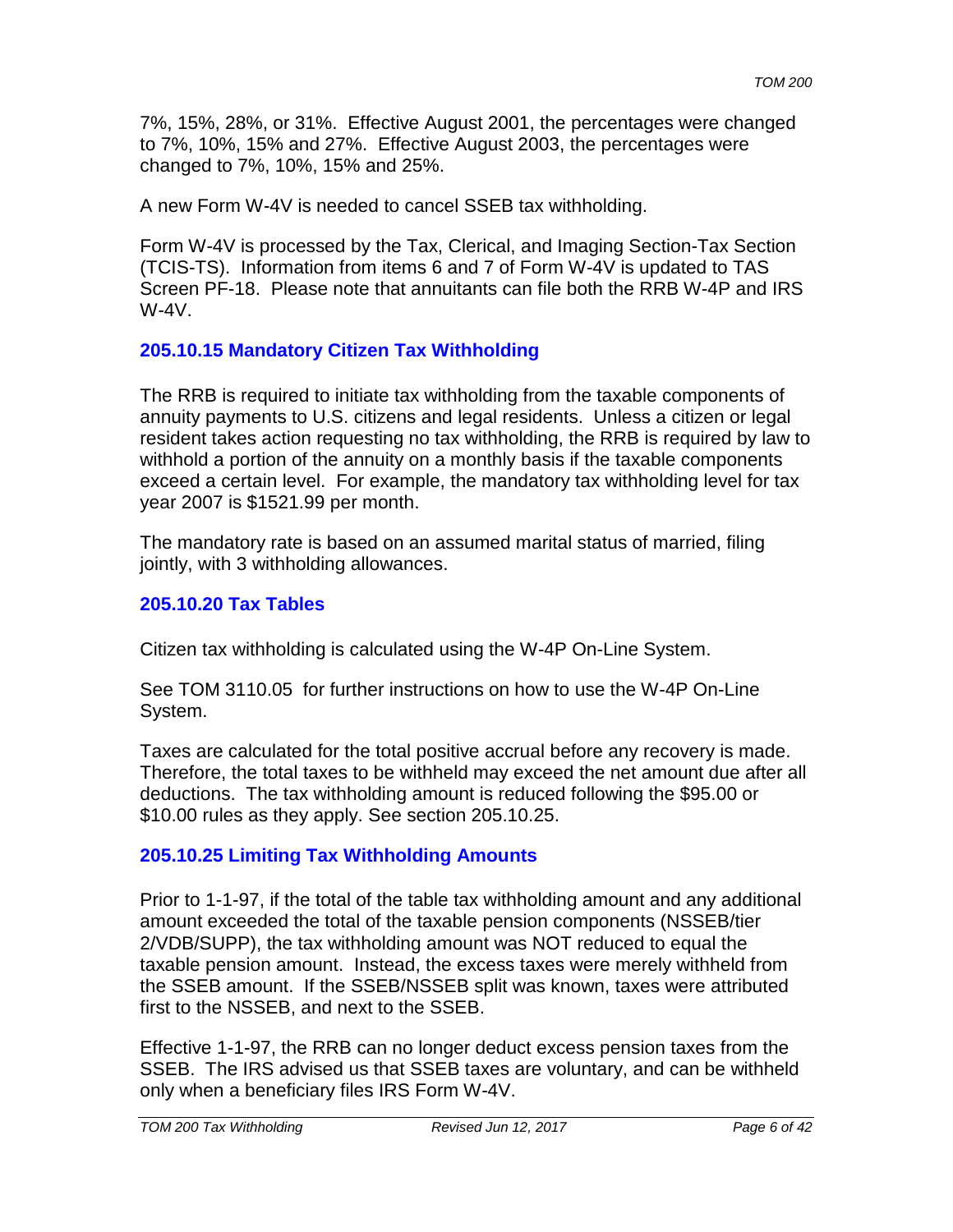7%, 15%, 28%, or 31%. Effective August 2001, the percentages were changed to 7%, 10%, 15% and 27%. Effective August 2003, the percentages were changed to 7%, 10%, 15% and 25%.

A new Form W-4V is needed to cancel SSEB tax withholding.

Form W-4V is processed by the Tax, Clerical, and Imaging Section-Tax Section (TCIS-TS). Information from items 6 and 7 of Form W-4V is updated to TAS Screen PF-18. Please note that annuitants can file both the RRB W-4P and IRS W-4V.

### 205.10.15 Mandatory Citizen Tax Withholding

The RRB is required to initiate tax withholding from the taxable components of annuity payments to U.S. citizens and legal residents. Unless a citizen or legal resident takes action requesting no tax withholding, the RRB is required by law to withhold a portion of the annuity on a monthly basis if the taxable components exceed a certain level. For example, the mandatory tax withholding level for tax year 2007 is $1521.99 per month.

The mandatory rate is based on an assumed marital status of married, filing jointly, with 3 withholding allowances.

### 205.10.20 Tax Tables

Citizen tax withholding is calculated using the W-4P On-Line System.

See TOM 3110.05 for further instructions on how to use the W-4P On-Line System.

Taxes are calculated for the total positive accrual before any recovery is made. Therefore, the total taxes to be withheld may exceed the net amount due after all deductions. The tax withholding amount is reduced following the $95.00 or $10.00 rules as they apply. See section 205.10.25.

### 205.10.25 Limiting Tax Withholding Amounts

Prior to 1-1-97, if the total of the table tax withholding amount and any additional amount exceeded the total of the taxable pension components (NSSEB/tier 2/VDB/SUPP), the tax withholding amount was NOT reduced to equal the taxable pension amount. Instead, the excess taxes were merely withheld from the SSEB amount. If the SSEB/NSSEB split was known, taxes were attributed first to the NSSEB, and next to the SSEB.

Effective 1-1-97, the RRB can no longer deduct excess pension taxes from the SSEB. The IRS advised us that SSEB taxes are voluntary, and can be withheld only when a beneficiary files IRS Form W-4V.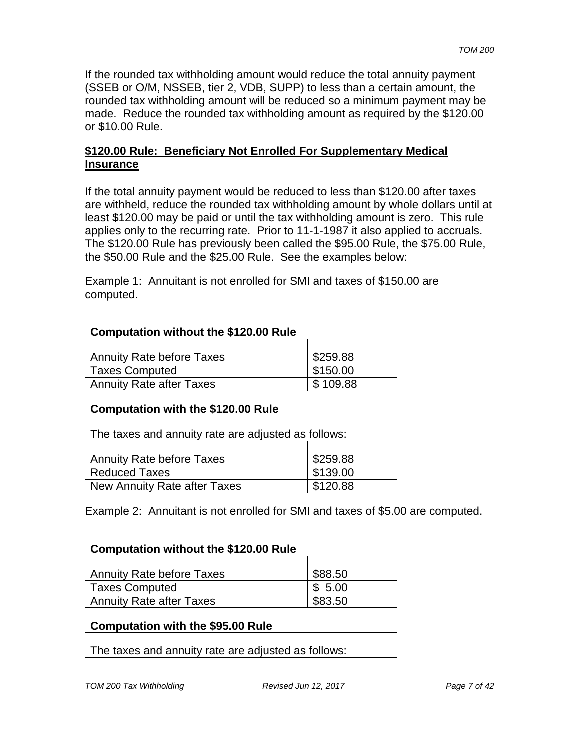If the rounded tax withholding amount would reduce the total annuity payment (SSEB or O/M, NSSEB, tier 2, VDB, SUPP) to less than a certain amount, the rounded tax withholding amount will be reduced so a minimum payment may be made. Reduce the rounded tax withholding amount as required by the $120.00 or $10.00 Rule.

**$120.00 Rule: Beneficiary Not Enrolled For Supplementary Medical Insurance**

If the total annuity payment would be reduced to less than $120.00 after taxes are withheld, reduce the rounded tax withholding amount by whole dollars until at least $120.00 may be paid or until the tax withholding amount is zero. This rule applies only to the recurring rate. Prior to 11-1-1987 it also applied to accruals. The $120.00 Rule has previously been called the $95.00 Rule, the $75.00 Rule, the $50.00 Rule and the $25.00 Rule. See the examples below:

Example 1: Annuitant is not enrolled for SMI and taxes of $150.00 are computed.

| **Computation without the $120.00 Rule** | |
|---|---|
| Annuity Rate before Taxes | $259.88 |
| Taxes Computed | $150.00 |
| Annuity Rate after Taxes | $ 109.88 |
| **Computation with the $120.00 Rule** | |
| The taxes and annuity rate are adjusted as follows: | |
| Annuity Rate before Taxes | $259.88 |
| Reduced Taxes | $139.00 |
| New Annuity Rate after Taxes | $120.88 |

Example 2: Annuitant is not enrolled for SMI and taxes of $5.00 are computed.

| **Computation without the $120.00 Rule** | |
|---|---|
| Annuity Rate before Taxes | $88.50 |
| Taxes Computed | $ 5.00 |
| Annuity Rate after Taxes | $83.50 |
| **Computation with the $95.00 Rule** | |
| The taxes and annuity rate are adjusted as follows: | |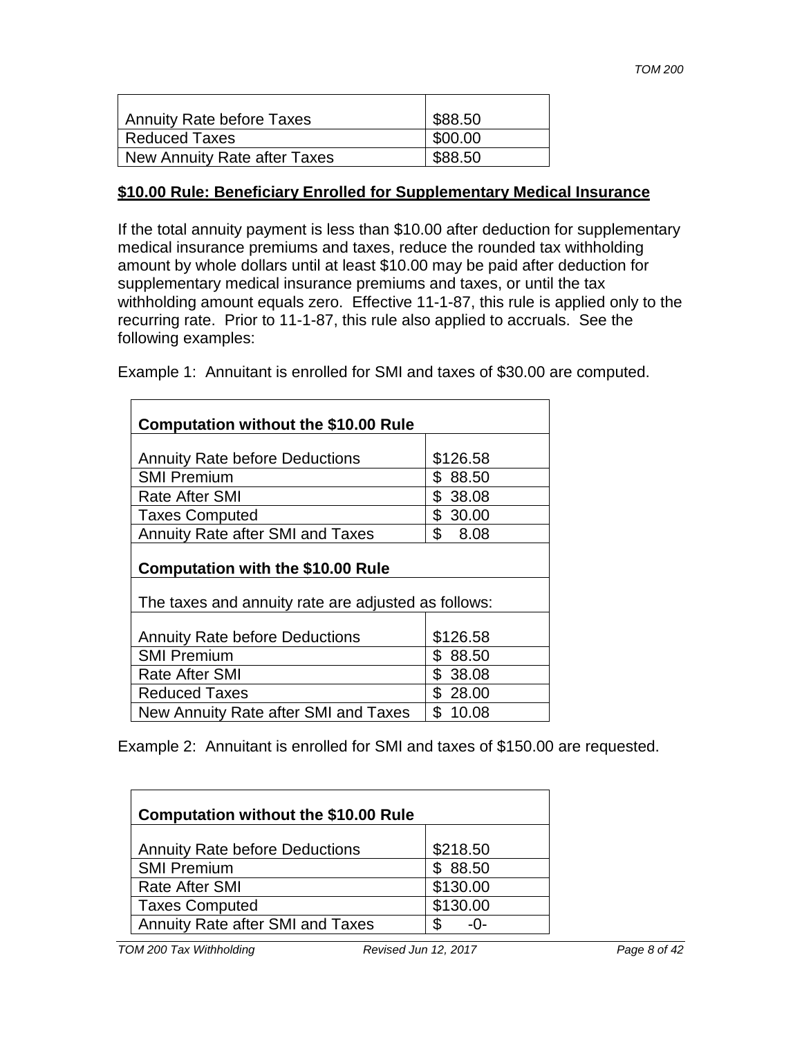| Annuity Rate before Taxes | $88.50 |
|---|---|
| Reduced Taxes | $00.00 |
| New Annuity Rate after Taxes | $88.50 |

**$10.00 Rule: Beneficiary Enrolled for Supplementary Medical Insurance**

If the total annuity payment is less than $10.00 after deduction for supplementary medical insurance premiums and taxes, reduce the rounded tax withholding amount by whole dollars until at least $10.00 may be paid after deduction for supplementary medical insurance premiums and taxes, or until the tax withholding amount equals zero. Effective 11-1-87, this rule is applied only to the recurring rate. Prior to 11-1-87, this rule also applied to accruals. See the following examples:

Example 1: Annuitant is enrolled for SMI and taxes of $30.00 are computed.

| **Computation without the $10.00 Rule** | |
|---|---|
| Annuity Rate before Deductions | $126.58 |
| SMI Premium | $ 88.50 |
| Rate After SMI | $ 38.08 |
| Taxes Computed | $ 30.00 |
| Annuity Rate after SMI and Taxes | $ 8.08 |
| **Computation with the $10.00 Rule** | |
| The taxes and annuity rate are adjusted as follows: | |
| Annuity Rate before Deductions | $126.58 |
| SMI Premium | $ 88.50 |
| Rate After SMI | $ 38.08 |
| Reduced Taxes | $ 28.00 |
| New Annuity Rate after SMI and Taxes | $ 10.08 |

Example 2: Annuitant is enrolled for SMI and taxes of $150.00 are requested.

| **Computation without the $10.00 Rule** | |
|---|---|
| Annuity Rate before Deductions | $218.50 |
| SMI Premium | $ 88.50 |
| Rate After SMI | $130.00 |
| Taxes Computed | $130.00 |
| Annuity Rate after SMI and Taxes | $ -0- |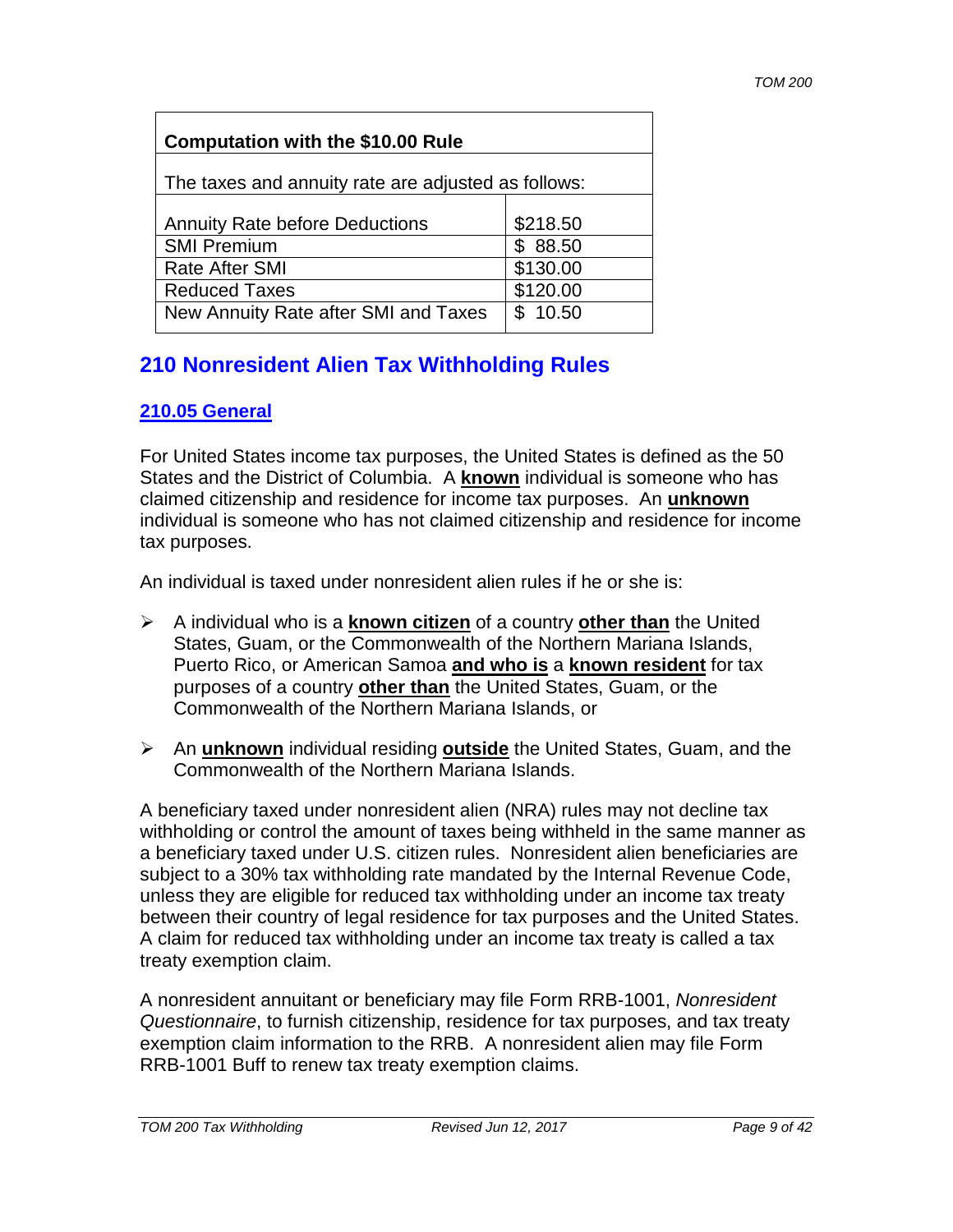| Computation with the $10.00 Rule | |
|---|---|
| The taxes and annuity rate are adjusted as follows: | |
| Annuity Rate before Deductions | $218.50 |
| SMI Premium | $ 88.50 |
| Rate After SMI | $130.00 |
| Reduced Taxes | $120.00 |
| New Annuity Rate after SMI and Taxes | $ 10.50 |

## 210 Nonresident Alien Tax Withholding Rules

### 210.05 General

For United States income tax purposes, the United States is defined as the 50 States and the District of Columbia. A **known** individual is someone who has claimed citizenship and residence for income tax purposes. An **unknown** individual is someone who has not claimed citizenship and residence for income tax purposes.

An individual is taxed under nonresident alien rules if he or she is:

- A individual who is a **known citizen** of a country **other than** the United States, Guam, or the Commonwealth of the Northern Mariana Islands, Puerto Rico, or American Samoa **and who is** a **known resident** for tax purposes of a country **other than** the United States, Guam, or the Commonwealth of the Northern Mariana Islands, or
- An **unknown** individual residing **outside** the United States, Guam, and the Commonwealth of the Northern Mariana Islands.

A beneficiary taxed under nonresident alien (NRA) rules may not decline tax withholding or control the amount of taxes being withheld in the same manner as a beneficiary taxed under U.S. citizen rules. Nonresident alien beneficiaries are subject to a 30% tax withholding rate mandated by the Internal Revenue Code, unless they are eligible for reduced tax withholding under an income tax treaty between their country of legal residence for tax purposes and the United States. A claim for reduced tax withholding under an income tax treaty is called a tax treaty exemption claim.

A nonresident annuitant or beneficiary may file Form RRB-1001, *Nonresident Questionnaire*, to furnish citizenship, residence for tax purposes, and tax treaty exemption claim information to the RRB. A nonresident alien may file Form RRB-1001 Buff to renew tax treaty exemption claims.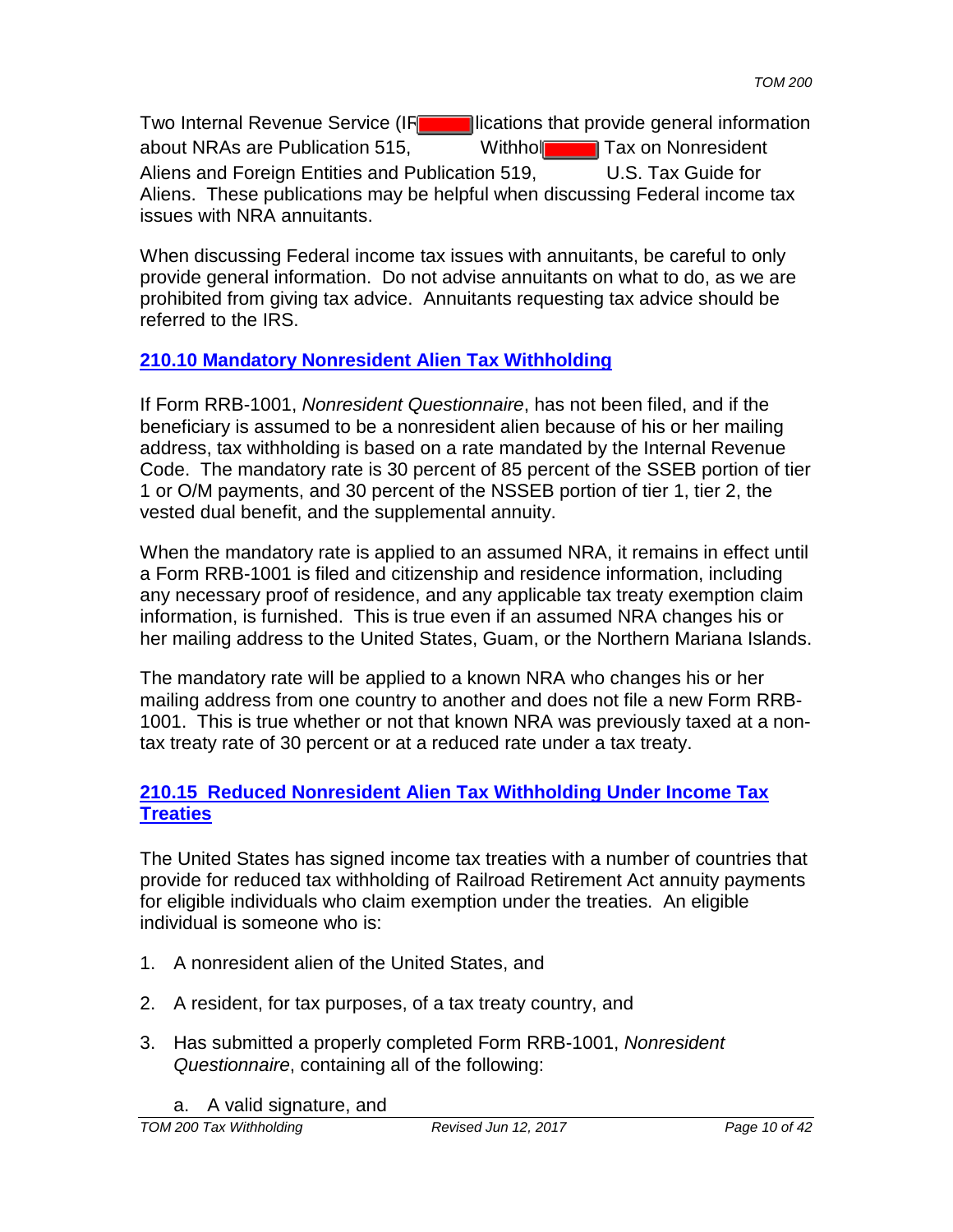Two Internal Revenue Service (IR lications that provide general information about NRAs are Publication 515, Withhol Tax on Nonresident Aliens and Foreign Entities and Publication 519, U.S. Tax Guide for Aliens. These publications may be helpful when discussing Federal income tax issues with NRA annuitants.

When discussing Federal income tax issues with annuitants, be careful to only provide general information. Do not advise annuitants on what to do, as we are prohibited from giving tax advice. Annuitants requesting tax advice should be referred to the IRS.

## 210.10 Mandatory Nonresident Alien Tax Withholding

If Form RRB-1001, *Nonresident Questionnaire*, has not been filed, and if the beneficiary is assumed to be a nonresident alien because of his or her mailing address, tax withholding is based on a rate mandated by the Internal Revenue Code. The mandatory rate is 30 percent of 85 percent of the SSEB portion of tier 1 or O/M payments, and 30 percent of the NSSEB portion of tier 1, tier 2, the vested dual benefit, and the supplemental annuity.

When the mandatory rate is applied to an assumed NRA, it remains in effect until a Form RRB-1001 is filed and citizenship and residence information, including any necessary proof of residence, and any applicable tax treaty exemption claim information, is furnished. This is true even if an assumed NRA changes his or her mailing address to the United States, Guam, or the Northern Mariana Islands.

The mandatory rate will be applied to a known NRA who changes his or her mailing address from one country to another and does not file a new Form RRB-1001. This is true whether or not that known NRA was previously taxed at a non-tax treaty rate of 30 percent or at a reduced rate under a tax treaty.

## 210.15 Reduced Nonresident Alien Tax Withholding Under Income Tax Treaties

The United States has signed income tax treaties with a number of countries that provide for reduced tax withholding of Railroad Retirement Act annuity payments for eligible individuals who claim exemption under the treaties. An eligible individual is someone who is:

1. A nonresident alien of the United States, and

2. A resident, for tax purposes, of a tax treaty country, and

3. Has submitted a properly completed Form RRB-1001, *Nonresident Questionnaire*, containing all of the following:

   a. A valid signature, and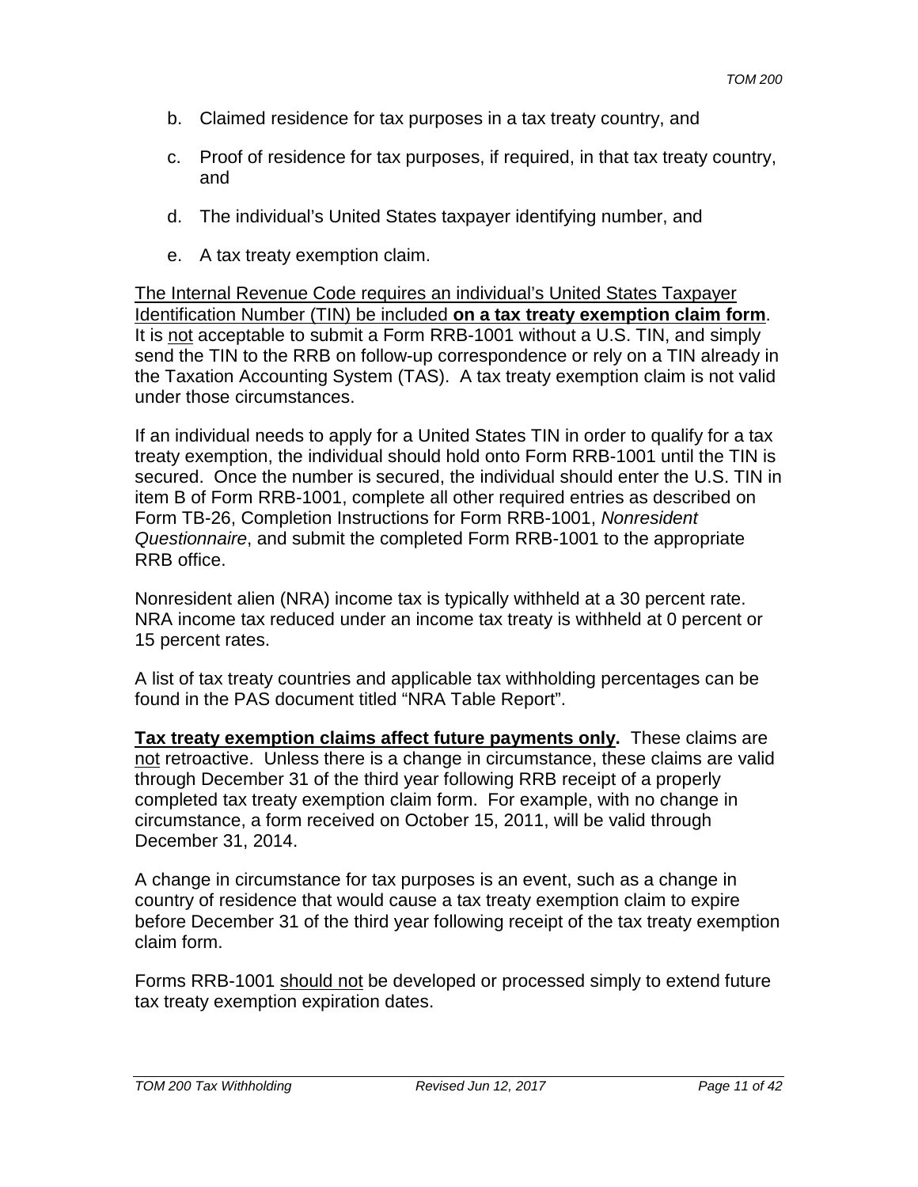b. Claimed residence for tax purposes in a tax treaty country, and

c. Proof of residence for tax purposes, if required, in that tax treaty country, and

d. The individual's United States taxpayer identifying number, and

e. A tax treaty exemption claim.

<u>The Internal Revenue Code requires an individual's United States Taxpayer Identification Number (TIN) be included</u> **<u>on a tax treaty exemption claim form</u>**. It is <u>not</u> acceptable to submit a Form RRB-1001 without a U.S. TIN, and simply send the TIN to the RRB on follow-up correspondence or rely on a TIN already in the Taxation Accounting System (TAS). A tax treaty exemption claim is not valid under those circumstances.

If an individual needs to apply for a United States TIN in order to qualify for a tax treaty exemption, the individual should hold onto Form RRB-1001 until the TIN is secured. Once the number is secured, the individual should enter the U.S. TIN in item B of Form RRB-1001, complete all other required entries as described on Form TB-26, Completion Instructions for Form RRB-1001, *Nonresident Questionnaire*, and submit the completed Form RRB-1001 to the appropriate RRB office.

Nonresident alien (NRA) income tax is typically withheld at a 30 percent rate. NRA income tax reduced under an income tax treaty is withheld at 0 percent or 15 percent rates.

A list of tax treaty countries and applicable tax withholding percentages can be found in the PAS document titled "NRA Table Report".

**<u>Tax treaty exemption claims affect future payments only</u>.** These claims are <u>not</u> retroactive. Unless there is a change in circumstance, these claims are valid through December 31 of the third year following RRB receipt of a properly completed tax treaty exemption claim form. For example, with no change in circumstance, a form received on October 15, 2011, will be valid through December 31, 2014.

A change in circumstance for tax purposes is an event, such as a change in country of residence that would cause a tax treaty exemption claim to expire before December 31 of the third year following receipt of the tax treaty exemption claim form.

Forms RRB-1001 <u>should not</u> be developed or processed simply to extend future tax treaty exemption expiration dates.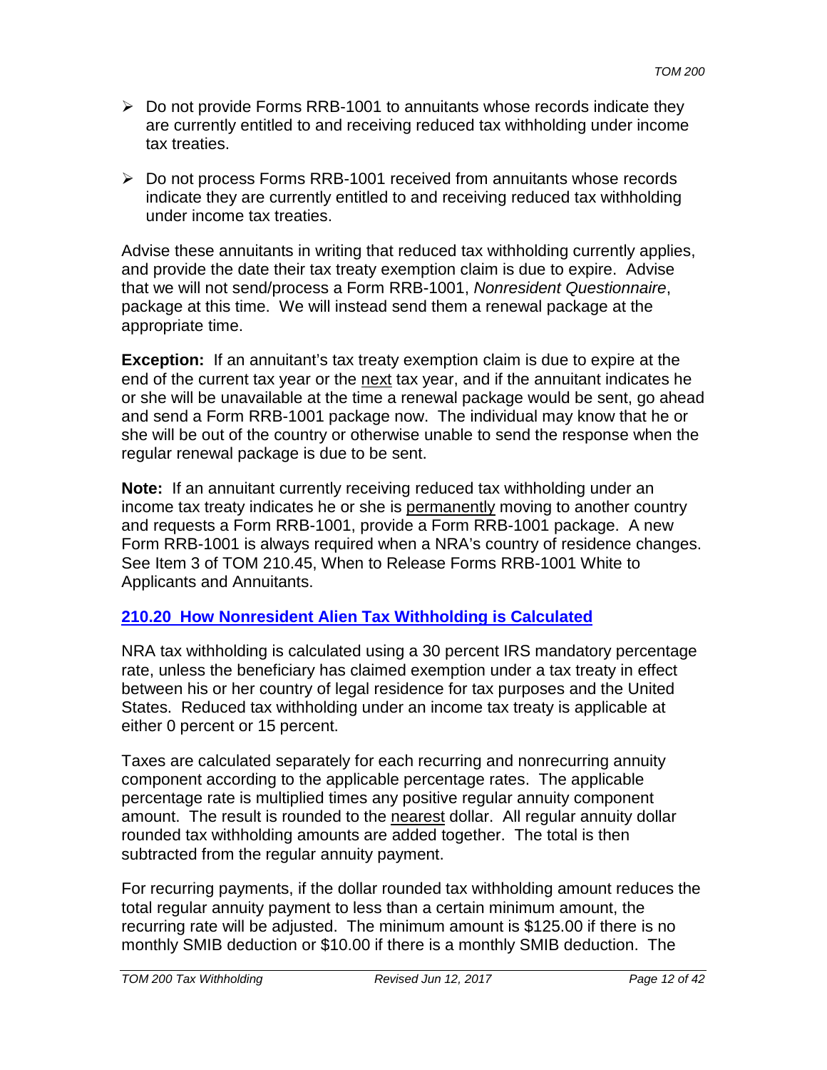- Do not provide Forms RRB-1001 to annuitants whose records indicate they are currently entitled to and receiving reduced tax withholding under income tax treaties.

- Do not process Forms RRB-1001 received from annuitants whose records indicate they are currently entitled to and receiving reduced tax withholding under income tax treaties.

Advise these annuitants in writing that reduced tax withholding currently applies, and provide the date their tax treaty exemption claim is due to expire. Advise that we will not send/process a Form RRB-1001, *Nonresident Questionnaire*, package at this time. We will instead send them a renewal package at the appropriate time.

**Exception:** If an annuitant's tax treaty exemption claim is due to expire at the end of the current tax year or the next tax year, and if the annuitant indicates he or she will be unavailable at the time a renewal package would be sent, go ahead and send a Form RRB-1001 package now. The individual may know that he or she will be out of the country or otherwise unable to send the response when the regular renewal package is due to be sent.

**Note:** If an annuitant currently receiving reduced tax withholding under an income tax treaty indicates he or she is permanently moving to another country and requests a Form RRB-1001, provide a Form RRB-1001 package. A new Form RRB-1001 is always required when a NRA's country of residence changes. See Item 3 of TOM 210.45, When to Release Forms RRB-1001 White to Applicants and Annuitants.

## 210.20 How Nonresident Alien Tax Withholding is Calculated

NRA tax withholding is calculated using a 30 percent IRS mandatory percentage rate, unless the beneficiary has claimed exemption under a tax treaty in effect between his or her country of legal residence for tax purposes and the United States. Reduced tax withholding under an income tax treaty is applicable at either 0 percent or 15 percent.

Taxes are calculated separately for each recurring and nonrecurring annuity component according to the applicable percentage rates. The applicable percentage rate is multiplied times any positive regular annuity component amount. The result is rounded to the nearest dollar. All regular annuity dollar rounded tax withholding amounts are added together. The total is then subtracted from the regular annuity payment.

For recurring payments, if the dollar rounded tax withholding amount reduces the total regular annuity payment to less than a certain minimum amount, the recurring rate will be adjusted. The minimum amount is $125.00 if there is no monthly SMIB deduction or $10.00 if there is a monthly SMIB deduction. The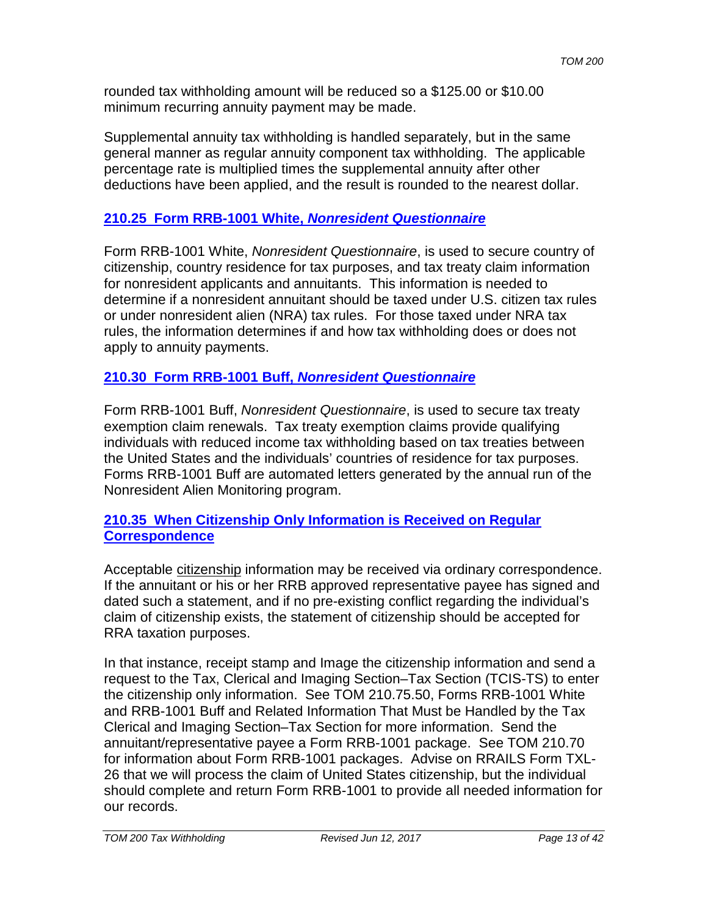rounded tax withholding amount will be reduced so a $125.00 or $10.00 minimum recurring annuity payment may be made.

Supplemental annuity tax withholding is handled separately, but in the same general manner as regular annuity component tax withholding. The applicable percentage rate is multiplied times the supplemental annuity after other deductions have been applied, and the result is rounded to the nearest dollar.

## 210.25 Form RRB-1001 White, *Nonresident Questionnaire*

Form RRB-1001 White, *Nonresident Questionnaire*, is used to secure country of citizenship, country residence for tax purposes, and tax treaty claim information for nonresident applicants and annuitants. This information is needed to determine if a nonresident annuitant should be taxed under U.S. citizen tax rules or under nonresident alien (NRA) tax rules. For those taxed under NRA tax rules, the information determines if and how tax withholding does or does not apply to annuity payments.

## 210.30 Form RRB-1001 Buff, *Nonresident Questionnaire*

Form RRB-1001 Buff, *Nonresident Questionnaire*, is used to secure tax treaty exemption claim renewals. Tax treaty exemption claims provide qualifying individuals with reduced income tax withholding based on tax treaties between the United States and the individuals' countries of residence for tax purposes. Forms RRB-1001 Buff are automated letters generated by the annual run of the Nonresident Alien Monitoring program.

## 210.35 When Citizenship Only Information is Received on Regular Correspondence

Acceptable citizenship information may be received via ordinary correspondence. If the annuitant or his or her RRB approved representative payee has signed and dated such a statement, and if no pre-existing conflict regarding the individual's claim of citizenship exists, the statement of citizenship should be accepted for RRA taxation purposes.

In that instance, receipt stamp and Image the citizenship information and send a request to the Tax, Clerical and Imaging Section–Tax Section (TCIS-TS) to enter the citizenship only information. See TOM 210.75.50, Forms RRB-1001 White and RRB-1001 Buff and Related Information That Must be Handled by the Tax Clerical and Imaging Section–Tax Section for more information. Send the annuitant/representative payee a Form RRB-1001 package. See TOM 210.70 for information about Form RRB-1001 packages. Advise on RRAILS Form TXL-26 that we will process the claim of United States citizenship, but the individual should complete and return Form RRB-1001 to provide all needed information for our records.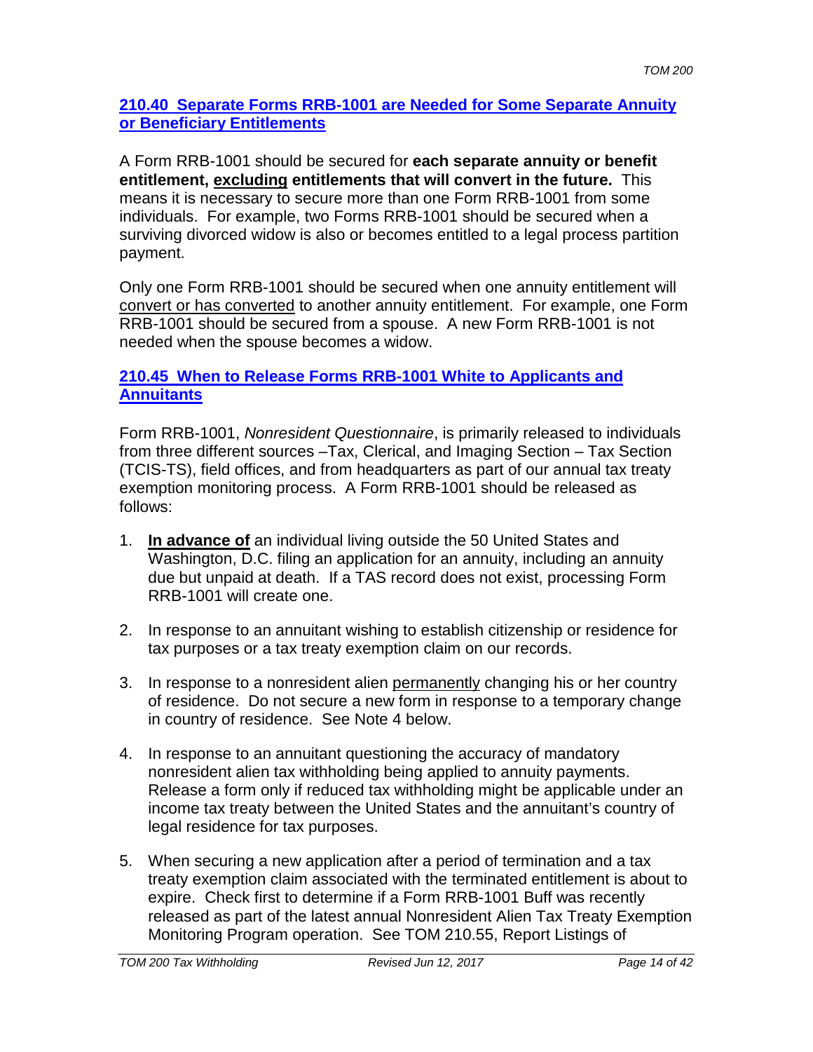## 210.40 Separate Forms RRB-1001 are Needed for Some Separate Annuity or Beneficiary Entitlements

A Form RRB-1001 should be secured for **each separate annuity or benefit entitlement, excluding entitlements that will convert in the future.** This means it is necessary to secure more than one Form RRB-1001 from some individuals. For example, two Forms RRB-1001 should be secured when a surviving divorced widow is also or becomes entitled to a legal process partition payment.

Only one Form RRB-1001 should be secured when one annuity entitlement will convert or has converted to another annuity entitlement. For example, one Form RRB-1001 should be secured from a spouse. A new Form RRB-1001 is not needed when the spouse becomes a widow.

## 210.45 When to Release Forms RRB-1001 White to Applicants and Annuitants

Form RRB-1001, *Nonresident Questionnaire*, is primarily released to individuals from three different sources –Tax, Clerical, and Imaging Section – Tax Section (TCIS-TS), field offices, and from headquarters as part of our annual tax treaty exemption monitoring process. A Form RRB-1001 should be released as follows:

1. **In advance of** an individual living outside the 50 United States and Washington, D.C. filing an application for an annuity, including an annuity due but unpaid at death. If a TAS record does not exist, processing Form RRB-1001 will create one.

2. In response to an annuitant wishing to establish citizenship or residence for tax purposes or a tax treaty exemption claim on our records.

3. In response to a nonresident alien permanently changing his or her country of residence. Do not secure a new form in response to a temporary change in country of residence. See Note 4 below.

4. In response to an annuitant questioning the accuracy of mandatory nonresident alien tax withholding being applied to annuity payments. Release a form only if reduced tax withholding might be applicable under an income tax treaty between the United States and the annuitant's country of legal residence for tax purposes.

5. When securing a new application after a period of termination and a tax treaty exemption claim associated with the terminated entitlement is about to expire. Check first to determine if a Form RRB-1001 Buff was recently released as part of the latest annual Nonresident Alien Tax Treaty Exemption Monitoring Program operation. See TOM 210.55, Report Listings of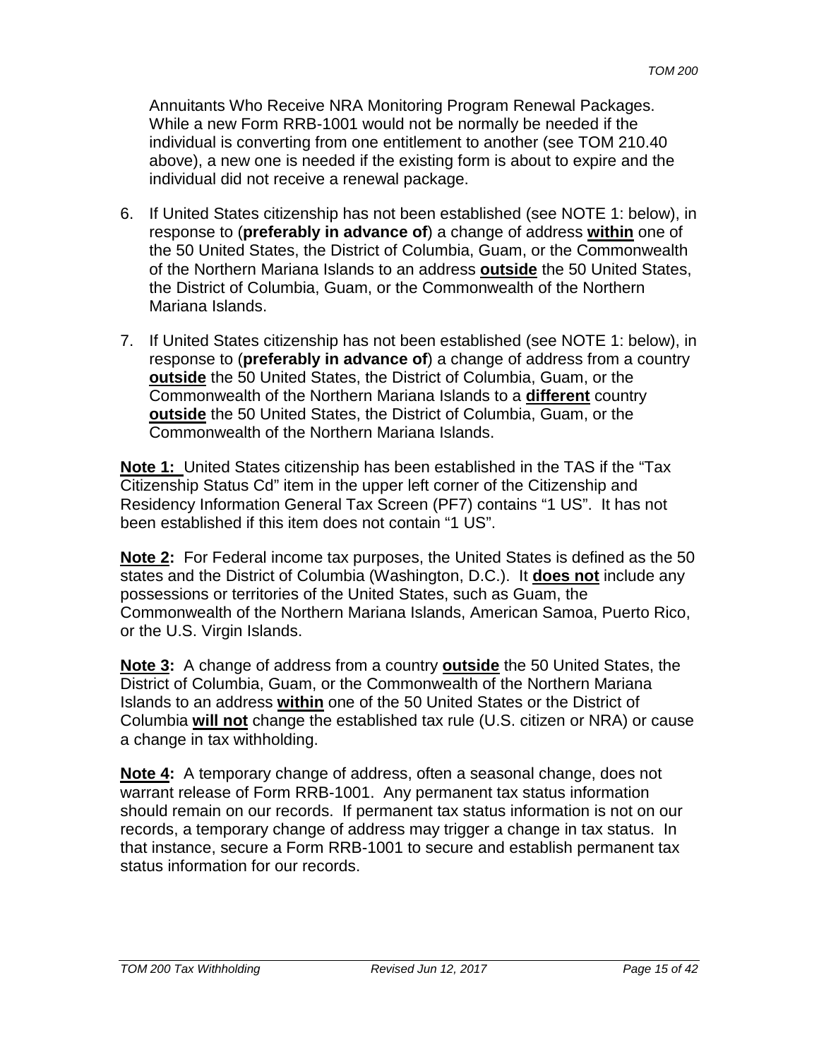Annuitants Who Receive NRA Monitoring Program Renewal Packages. While a new Form RRB-1001 would not be normally be needed if the individual is converting from one entitlement to another (see TOM 210.40 above), a new one is needed if the existing form is about to expire and the individual did not receive a renewal package.

6. If United States citizenship has not been established (see NOTE 1: below), in response to (**preferably in advance of**) a change of address **within** one of the 50 United States, the District of Columbia, Guam, or the Commonwealth of the Northern Mariana Islands to an address **outside** the 50 United States, the District of Columbia, Guam, or the Commonwealth of the Northern Mariana Islands.

7. If United States citizenship has not been established (see NOTE 1: below), in response to (**preferably in advance of**) a change of address from a country **outside** the 50 United States, the District of Columbia, Guam, or the Commonwealth of the Northern Mariana Islands to a **different** country **outside** the 50 United States, the District of Columbia, Guam, or the Commonwealth of the Northern Mariana Islands.

**Note 1:** United States citizenship has been established in the TAS if the "Tax Citizenship Status Cd" item in the upper left corner of the Citizenship and Residency Information General Tax Screen (PF7) contains "1 US". It has not been established if this item does not contain "1 US".

**Note 2:** For Federal income tax purposes, the United States is defined as the 50 states and the District of Columbia (Washington, D.C.). It **does not** include any possessions or territories of the United States, such as Guam, the Commonwealth of the Northern Mariana Islands, American Samoa, Puerto Rico, or the U.S. Virgin Islands.

**Note 3:** A change of address from a country **outside** the 50 United States, the District of Columbia, Guam, or the Commonwealth of the Northern Mariana Islands to an address **within** one of the 50 United States or the District of Columbia **will not** change the established tax rule (U.S. citizen or NRA) or cause a change in tax withholding.

**Note 4:** A temporary change of address, often a seasonal change, does not warrant release of Form RRB-1001. Any permanent tax status information should remain on our records. If permanent tax status information is not on our records, a temporary change of address may trigger a change in tax status. In that instance, secure a Form RRB-1001 to secure and establish permanent tax status information for our records.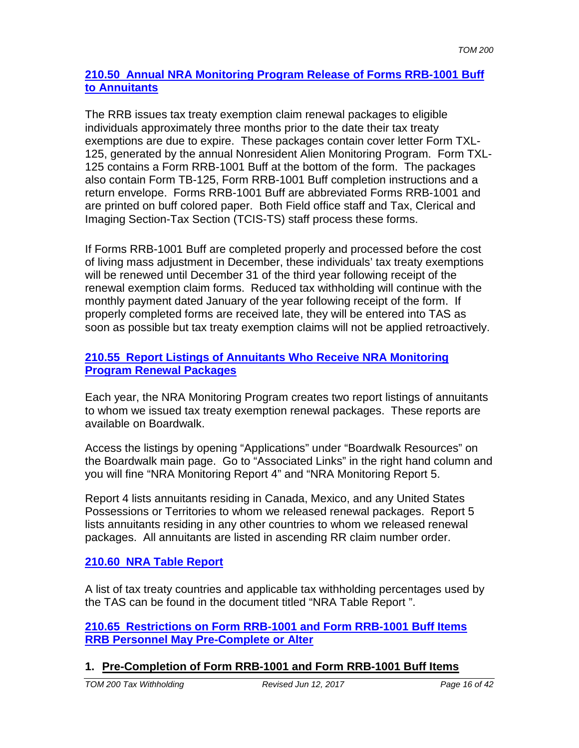## 210.50 Annual NRA Monitoring Program Release of Forms RRB-1001 Buff to Annuitants

The RRB issues tax treaty exemption claim renewal packages to eligible individuals approximately three months prior to the date their tax treaty exemptions are due to expire. These packages contain cover letter Form TXL-125, generated by the annual Nonresident Alien Monitoring Program. Form TXL-125 contains a Form RRB-1001 Buff at the bottom of the form. The packages also contain Form TB-125, Form RRB-1001 Buff completion instructions and a return envelope. Forms RRB-1001 Buff are abbreviated Forms RRB-1001 and are printed on buff colored paper. Both Field office staff and Tax, Clerical and Imaging Section-Tax Section (TCIS-TS) staff process these forms.

If Forms RRB-1001 Buff are completed properly and processed before the cost of living mass adjustment in December, these individuals' tax treaty exemptions will be renewed until December 31 of the third year following receipt of the renewal exemption claim forms. Reduced tax withholding will continue with the monthly payment dated January of the year following receipt of the form. If properly completed forms are received late, they will be entered into TAS as soon as possible but tax treaty exemption claims will not be applied retroactively.

## 210.55 Report Listings of Annuitants Who Receive NRA Monitoring Program Renewal Packages

Each year, the NRA Monitoring Program creates two report listings of annuitants to whom we issued tax treaty exemption renewal packages. These reports are available on Boardwalk.

Access the listings by opening "Applications" under "Boardwalk Resources" on the Boardwalk main page. Go to "Associated Links" in the right hand column and you will fine "NRA Monitoring Report 4" and "NRA Monitoring Report 5.

Report 4 lists annuitants residing in Canada, Mexico, and any United States Possessions or Territories to whom we released renewal packages. Report 5 lists annuitants residing in any other countries to whom we released renewal packages. All annuitants are listed in ascending RR claim number order.

## 210.60 NRA Table Report

A list of tax treaty countries and applicable tax withholding percentages used by the TAS can be found in the document titled "NRA Table Report ".

## 210.65 Restrictions on Form RRB-1001 and Form RRB-1001 Buff Items RRB Personnel May Pre-Complete or Alter

### 1. Pre-Completion of Form RRB-1001 and Form RRB-1001 Buff Items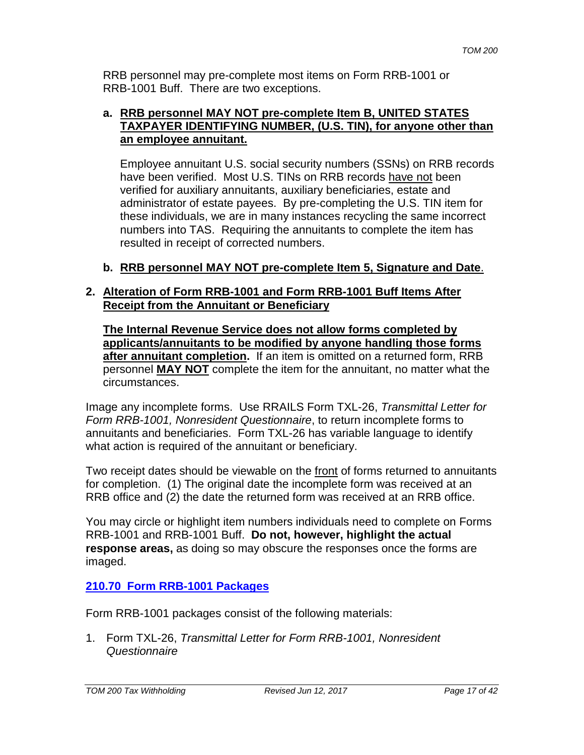RRB personnel may pre-complete most items on Form RRB-1001 or RRB-1001 Buff. There are two exceptions.

a. **<u>RRB personnel MAY NOT pre-complete Item B, UNITED STATES TAXPAYER IDENTIFYING NUMBER, (U.S. TIN), for anyone other than an employee annuitant.</u>**

   Employee annuitant U.S. social security numbers (SSNs) on RRB records have been verified. Most U.S. TINs on RRB records <u>have not</u> been verified for auxiliary annuitants, auxiliary beneficiaries, estate and administrator of estate payees. By pre-completing the U.S. TIN item for these individuals, we are in many instances recycling the same incorrect numbers into TAS. Requiring the annuitants to complete the item has resulted in receipt of corrected numbers.

b. **<u>RRB personnel MAY NOT pre-complete Item 5, Signature and Date</u>**.

2. **<u>Alteration of Form RRB-1001 and Form RRB-1001 Buff Items After Receipt from the Annuitant or Beneficiary</u>**

   **<u>The Internal Revenue Service does not allow forms completed by applicants/annuitants to be modified by anyone handling those forms after annuitant completion</u>.** If an item is omitted on a returned form, RRB personnel **<u>MAY NOT</u>** complete the item for the annuitant, no matter what the circumstances.

Image any incomplete forms. Use RRAILS Form TXL-26, *Transmittal Letter for Form RRB-1001, Nonresident Questionnaire*, to return incomplete forms to annuitants and beneficiaries. Form TXL-26 has variable language to identify what action is required of the annuitant or beneficiary.

Two receipt dates should be viewable on the <u>front</u> of forms returned to annuitants for completion. (1) The original date the incomplete form was received at an RRB office and (2) the date the returned form was received at an RRB office.

You may circle or highlight item numbers individuals need to complete on Forms RRB-1001 and RRB-1001 Buff. **Do not, however, highlight the actual response areas,** as doing so may obscure the responses once the forms are imaged.

## 210.70 Form RRB-1001 Packages

Form RRB-1001 packages consist of the following materials:

1. Form TXL-26, *Transmittal Letter for Form RRB-1001, Nonresident Questionnaire*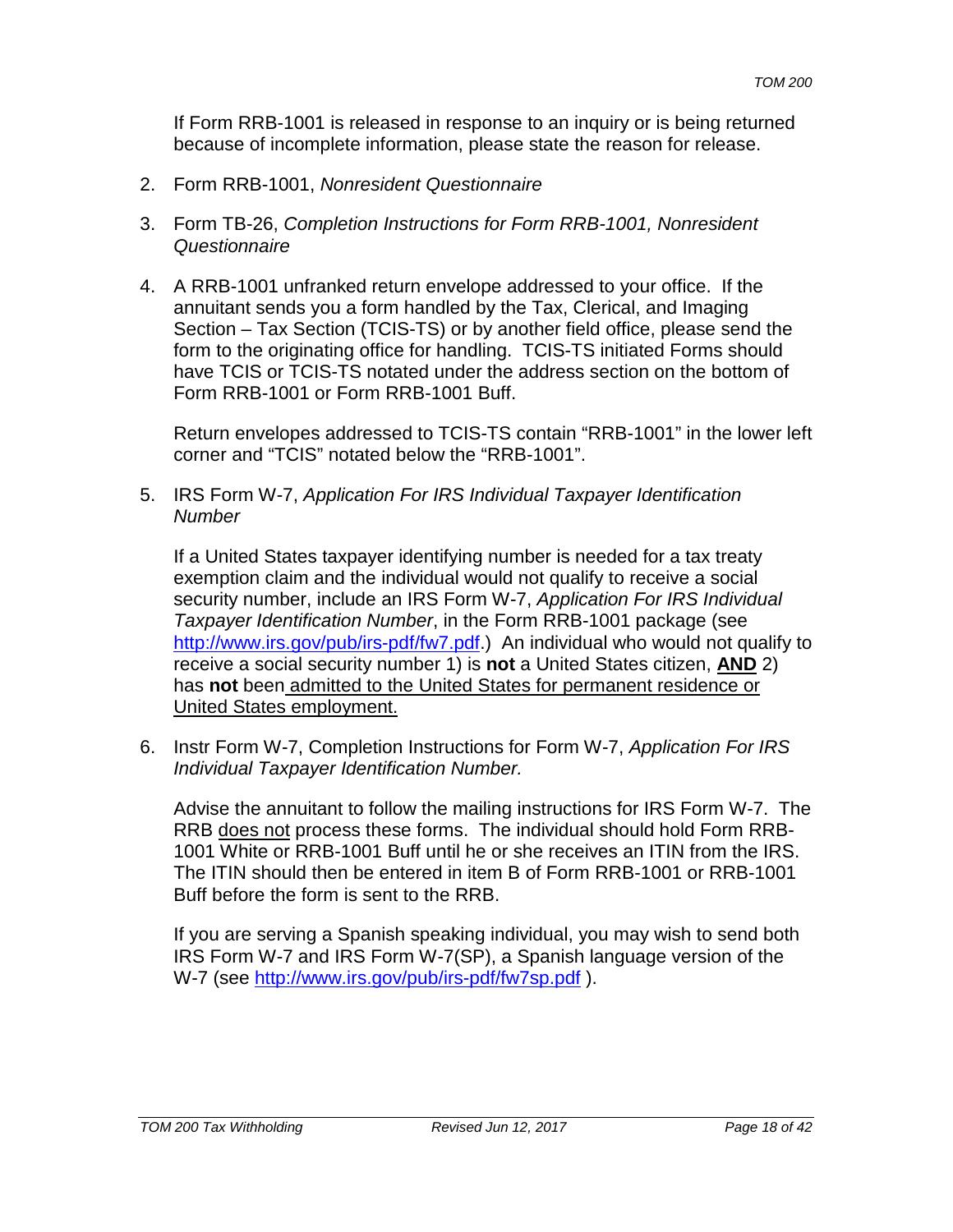If Form RRB-1001 is released in response to an inquiry or is being returned because of incomplete information, please state the reason for release.

2. Form RRB-1001, *Nonresident Questionnaire*

3. Form TB-26, *Completion Instructions for Form RRB-1001, Nonresident Questionnaire*

4. A RRB-1001 unfranked return envelope addressed to your office. If the annuitant sends you a form handled by the Tax, Clerical, and Imaging Section – Tax Section (TCIS-TS) or by another field office, please send the form to the originating office for handling. TCIS-TS initiated Forms should have TCIS or TCIS-TS notated under the address section on the bottom of Form RRB-1001 or Form RRB-1001 Buff.

   Return envelopes addressed to TCIS-TS contain "RRB-1001" in the lower left corner and "TCIS" notated below the "RRB-1001".

5. IRS Form W-7, *Application For IRS Individual Taxpayer Identification Number*

   If a United States taxpayer identifying number is needed for a tax treaty exemption claim and the individual would not qualify to receive a social security number, include an IRS Form W-7, *Application For IRS Individual Taxpayer Identification Number*, in the Form RRB-1001 package (see http://www.irs.gov/pub/irs-pdf/fw7.pdf.) An individual who would not qualify to receive a social security number 1) is **not** a United States citizen, **AND** 2) has **not** been admitted to the United States for permanent residence or United States employment.

6. Instr Form W-7, Completion Instructions for Form W-7, *Application For IRS Individual Taxpayer Identification Number.*

   Advise the annuitant to follow the mailing instructions for IRS Form W-7. The RRB does not process these forms. The individual should hold Form RRB-1001 White or RRB-1001 Buff until he or she receives an ITIN from the IRS. The ITIN should then be entered in item B of Form RRB-1001 or RRB-1001 Buff before the form is sent to the RRB.

   If you are serving a Spanish speaking individual, you may wish to send both IRS Form W-7 and IRS Form W-7(SP), a Spanish language version of the W-7 (see http://www.irs.gov/pub/irs-pdf/fw7sp.pdf ).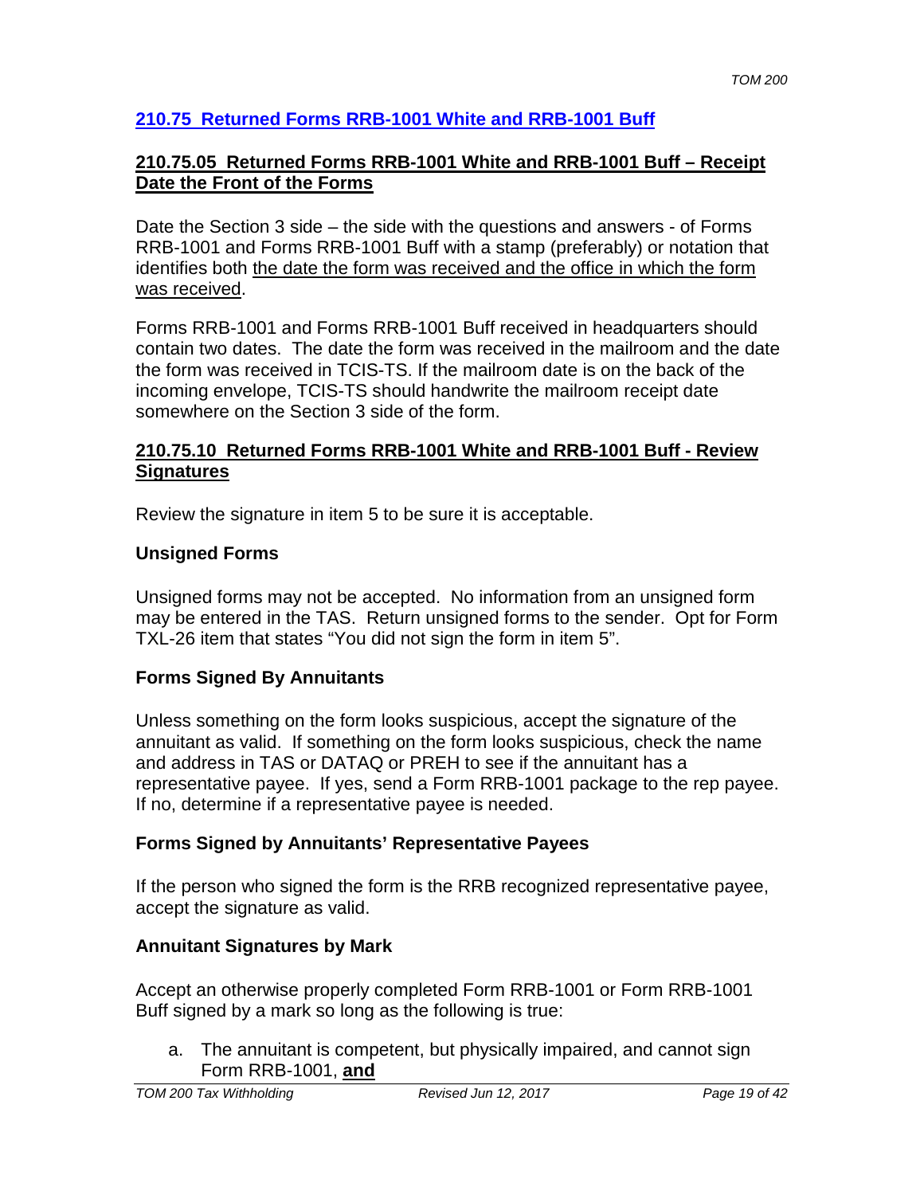## 210.75 Returned Forms RRB-1001 White and RRB-1001 Buff

### 210.75.05 Returned Forms RRB-1001 White and RRB-1001 Buff – Receipt Date the Front of the Forms

Date the Section 3 side – the side with the questions and answers - of Forms RRB-1001 and Forms RRB-1001 Buff with a stamp (preferably) or notation that identifies both <u>the date the form was received and the office in which the form was received</u>.

Forms RRB-1001 and Forms RRB-1001 Buff received in headquarters should contain two dates. The date the form was received in the mailroom and the date the form was received in TCIS-TS. If the mailroom date is on the back of the incoming envelope, TCIS-TS should handwrite the mailroom receipt date somewhere on the Section 3 side of the form.

### 210.75.10 Returned Forms RRB-1001 White and RRB-1001 Buff - Review Signatures

Review the signature in item 5 to be sure it is acceptable.

**Unsigned Forms**

Unsigned forms may not be accepted. No information from an unsigned form may be entered in the TAS. Return unsigned forms to the sender. Opt for Form TXL-26 item that states "You did not sign the form in item 5".

**Forms Signed By Annuitants**

Unless something on the form looks suspicious, accept the signature of the annuitant as valid. If something on the form looks suspicious, check the name and address in TAS or DATAQ or PREH to see if the annuitant has a representative payee. If yes, send a Form RRB-1001 package to the rep payee. If no, determine if a representative payee is needed.

**Forms Signed by Annuitants' Representative Payees**

If the person who signed the form is the RRB recognized representative payee, accept the signature as valid.

**Annuitant Signatures by Mark**

Accept an otherwise properly completed Form RRB-1001 or Form RRB-1001 Buff signed by a mark so long as the following is true:

a. The annuitant is competent, but physically impaired, and cannot sign Form RRB-1001, **and**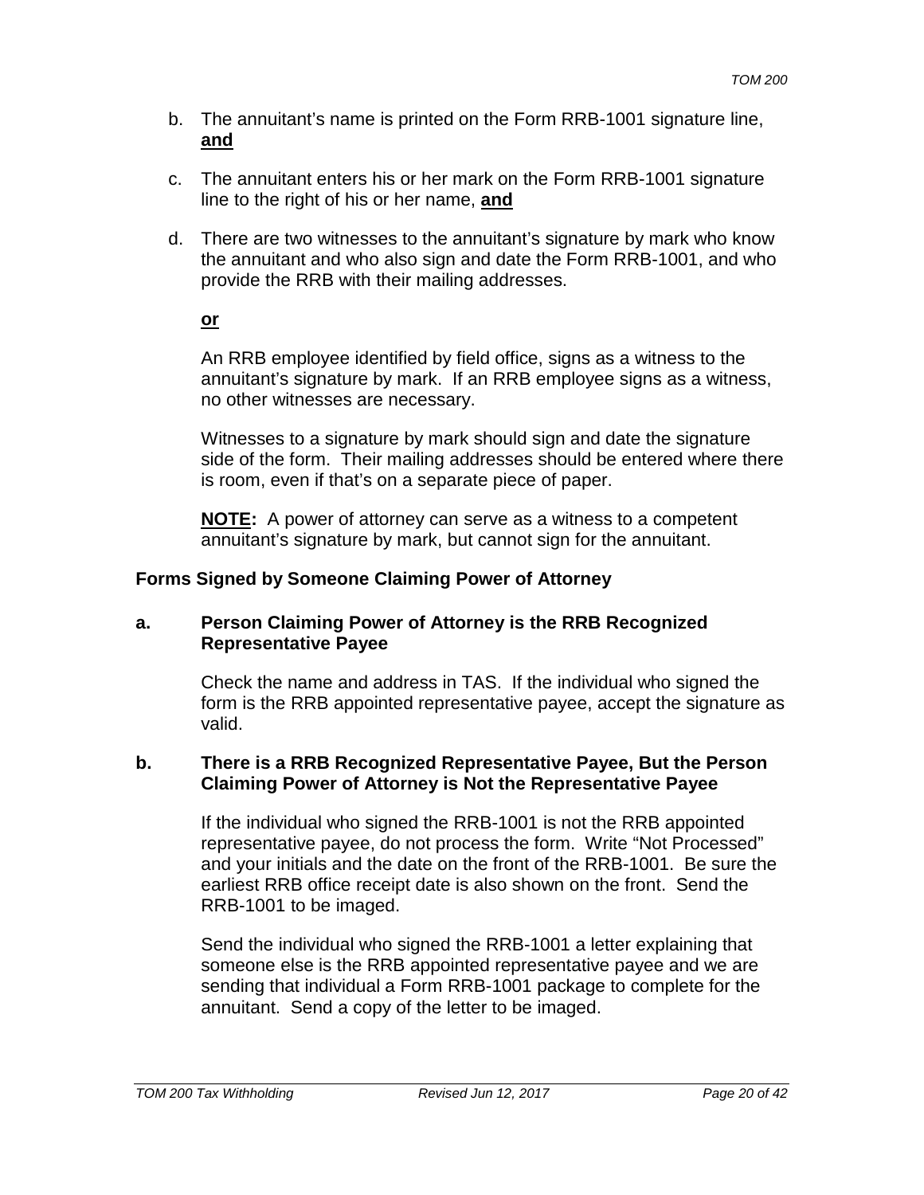b. The annuitant's name is printed on the Form RRB-1001 signature line, **and**

c. The annuitant enters his or her mark on the Form RRB-1001 signature line to the right of his or her name, **and**

d. There are two witnesses to the annuitant's signature by mark who know the annuitant and who also sign and date the Form RRB-1001, and who provide the RRB with their mailing addresses.

   **or**

   An RRB employee identified by field office, signs as a witness to the annuitant's signature by mark. If an RRB employee signs as a witness, no other witnesses are necessary.

   Witnesses to a signature by mark should sign and date the signature side of the form. Their mailing addresses should be entered where there is room, even if that's on a separate piece of paper.

   **NOTE:** A power of attorney can serve as a witness to a competent annuitant's signature by mark, but cannot sign for the annuitant.

### Forms Signed by Someone Claiming Power of Attorney

**a. Person Claiming Power of Attorney is the RRB Recognized Representative Payee**

Check the name and address in TAS. If the individual who signed the form is the RRB appointed representative payee, accept the signature as valid.

**b. There is a RRB Recognized Representative Payee, But the Person Claiming Power of Attorney is Not the Representative Payee**

If the individual who signed the RRB-1001 is not the RRB appointed representative payee, do not process the form. Write "Not Processed" and your initials and the date on the front of the RRB-1001. Be sure the earliest RRB office receipt date is also shown on the front. Send the RRB-1001 to be imaged.

Send the individual who signed the RRB-1001 a letter explaining that someone else is the RRB appointed representative payee and we are sending that individual a Form RRB-1001 package to complete for the annuitant. Send a copy of the letter to be imaged.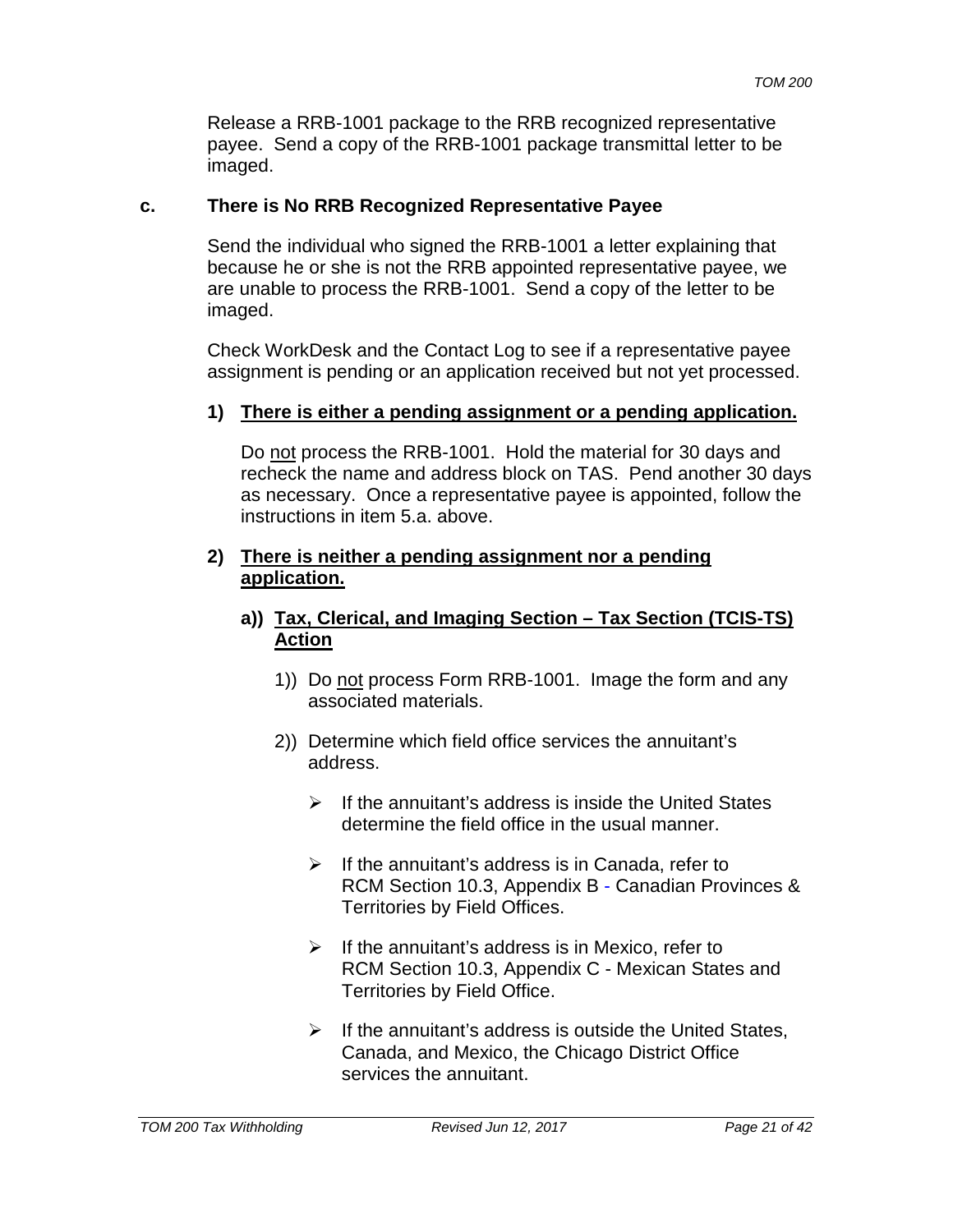Release a RRB-1001 package to the RRB recognized representative payee. Send a copy of the RRB-1001 package transmittal letter to be imaged.

### c. There is No RRB Recognized Representative Payee

Send the individual who signed the RRB-1001 a letter explaining that because he or she is not the RRB appointed representative payee, we are unable to process the RRB-1001. Send a copy of the letter to be imaged.

Check WorkDesk and the Contact Log to see if a representative payee assignment is pending or an application received but not yet processed.

#### 1) There is either a pending assignment or a pending application.

Do not process the RRB-1001. Hold the material for 30 days and recheck the name and address block on TAS. Pend another 30 days as necessary. Once a representative payee is appointed, follow the instructions in item 5.a. above.

#### 2) There is neither a pending assignment nor a pending application.

##### a)) Tax, Clerical, and Imaging Section – Tax Section (TCIS-TS) Action

1)) Do not process Form RRB-1001. Image the form and any associated materials.

2)) Determine which field office services the annuitant's address.

- If the annuitant's address is inside the United States determine the field office in the usual manner.
- If the annuitant's address is in Canada, refer to RCM Section 10.3, Appendix B - Canadian Provinces & Territories by Field Offices.
- If the annuitant's address is in Mexico, refer to RCM Section 10.3, Appendix C - Mexican States and Territories by Field Office.
- If the annuitant's address is outside the United States, Canada, and Mexico, the Chicago District Office services the annuitant.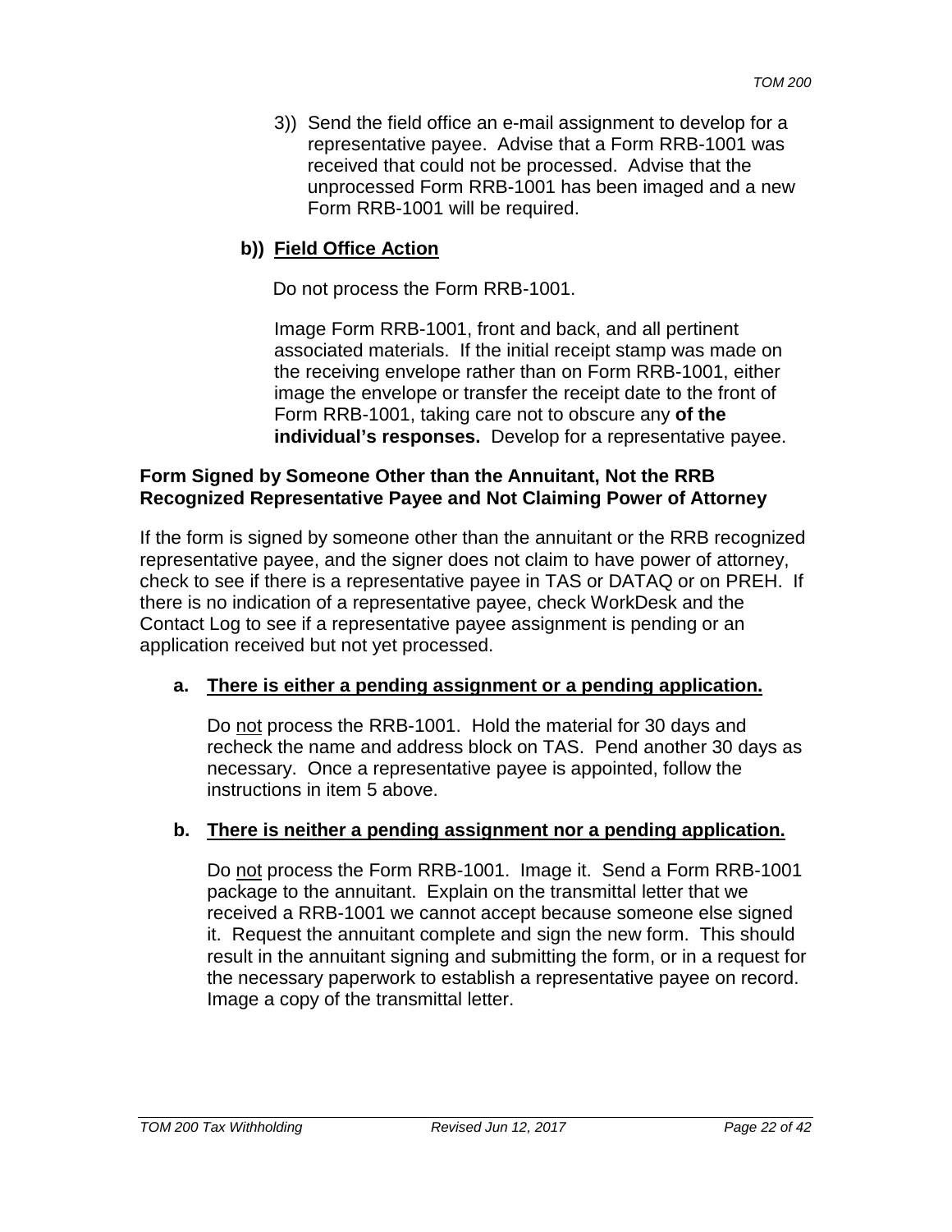3)) Send the field office an e-mail assignment to develop for a representative payee. Advise that a Form RRB-1001 was received that could not be processed. Advise that the unprocessed Form RRB-1001 has been imaged and a new Form RRB-1001 will be required.

**b)) <u>Field Office Action</u>**

Do not process the Form RRB-1001.

Image Form RRB-1001, front and back, and all pertinent associated materials. If the initial receipt stamp was made on the receiving envelope rather than on Form RRB-1001, either image the envelope or transfer the receipt date to the front of Form RRB-1001, taking care not to obscure any **of the individual's responses.** Develop for a representative payee.

**Form Signed by Someone Other than the Annuitant, Not the RRB Recognized Representative Payee and Not Claiming Power of Attorney**

If the form is signed by someone other than the annuitant or the RRB recognized representative payee, and the signer does not claim to have power of attorney, check to see if there is a representative payee in TAS or DATAQ or on PREH. If there is no indication of a representative payee, check WorkDesk and the Contact Log to see if a representative payee assignment is pending or an application received but not yet processed.

**a. <u>There is either a pending assignment or a pending application.</u>**

Do <u>not</u> process the RRB-1001. Hold the material for 30 days and recheck the name and address block on TAS. Pend another 30 days as necessary. Once a representative payee is appointed, follow the instructions in item 5 above.

**b. <u>There is neither a pending assignment nor a pending application.</u>**

Do <u>not</u> process the Form RRB-1001. Image it. Send a Form RRB-1001 package to the annuitant. Explain on the transmittal letter that we received a RRB-1001 we cannot accept because someone else signed it. Request the annuitant complete and sign the new form. This should result in the annuitant signing and submitting the form, or in a request for the necessary paperwork to establish a representative payee on record. Image a copy of the transmittal letter.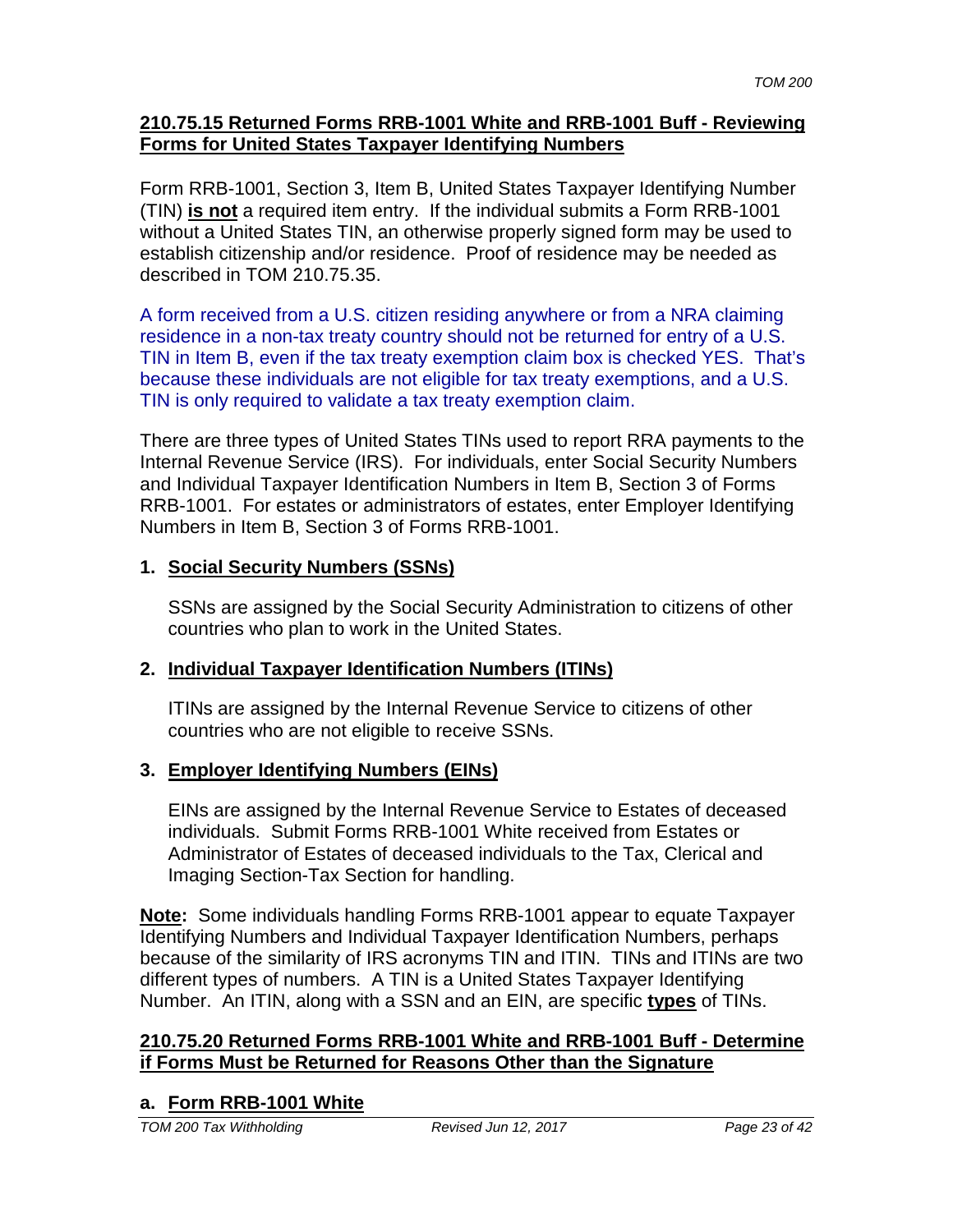## 210.75.15 Returned Forms RRB-1001 White and RRB-1001 Buff - Reviewing Forms for United States Taxpayer Identifying Numbers

Form RRB-1001, Section 3, Item B, United States Taxpayer Identifying Number (TIN) **is not** a required item entry. If the individual submits a Form RRB-1001 without a United States TIN, an otherwise properly signed form may be used to establish citizenship and/or residence. Proof of residence may be needed as described in TOM 210.75.35.

A form received from a U.S. citizen residing anywhere or from a NRA claiming residence in a non-tax treaty country should not be returned for entry of a U.S. TIN in Item B, even if the tax treaty exemption claim box is checked YES. That's because these individuals are not eligible for tax treaty exemptions, and a U.S. TIN is only required to validate a tax treaty exemption claim.

There are three types of United States TINs used to report RRA payments to the Internal Revenue Service (IRS). For individuals, enter Social Security Numbers and Individual Taxpayer Identification Numbers in Item B, Section 3 of Forms RRB-1001. For estates or administrators of estates, enter Employer Identifying Numbers in Item B, Section 3 of Forms RRB-1001.

1. **Social Security Numbers (SSNs)**

   SSNs are assigned by the Social Security Administration to citizens of other countries who plan to work in the United States.

2. **Individual Taxpayer Identification Numbers (ITINs)**

   ITINs are assigned by the Internal Revenue Service to citizens of other countries who are not eligible to receive SSNs.

3. **Employer Identifying Numbers (EINs)**

   EINs are assigned by the Internal Revenue Service to Estates of deceased individuals. Submit Forms RRB-1001 White received from Estates or Administrator of Estates of deceased individuals to the Tax, Clerical and Imaging Section-Tax Section for handling.

**Note:** Some individuals handling Forms RRB-1001 appear to equate Taxpayer Identifying Numbers and Individual Taxpayer Identification Numbers, perhaps because of the similarity of IRS acronyms TIN and ITIN. TINs and ITINs are two different types of numbers. A TIN is a United States Taxpayer Identifying Number. An ITIN, along with a SSN and an EIN, are specific **types** of TINs.

## 210.75.20 Returned Forms RRB-1001 White and RRB-1001 Buff - Determine if Forms Must be Returned for Reasons Other than the Signature

### a. Form RRB-1001 White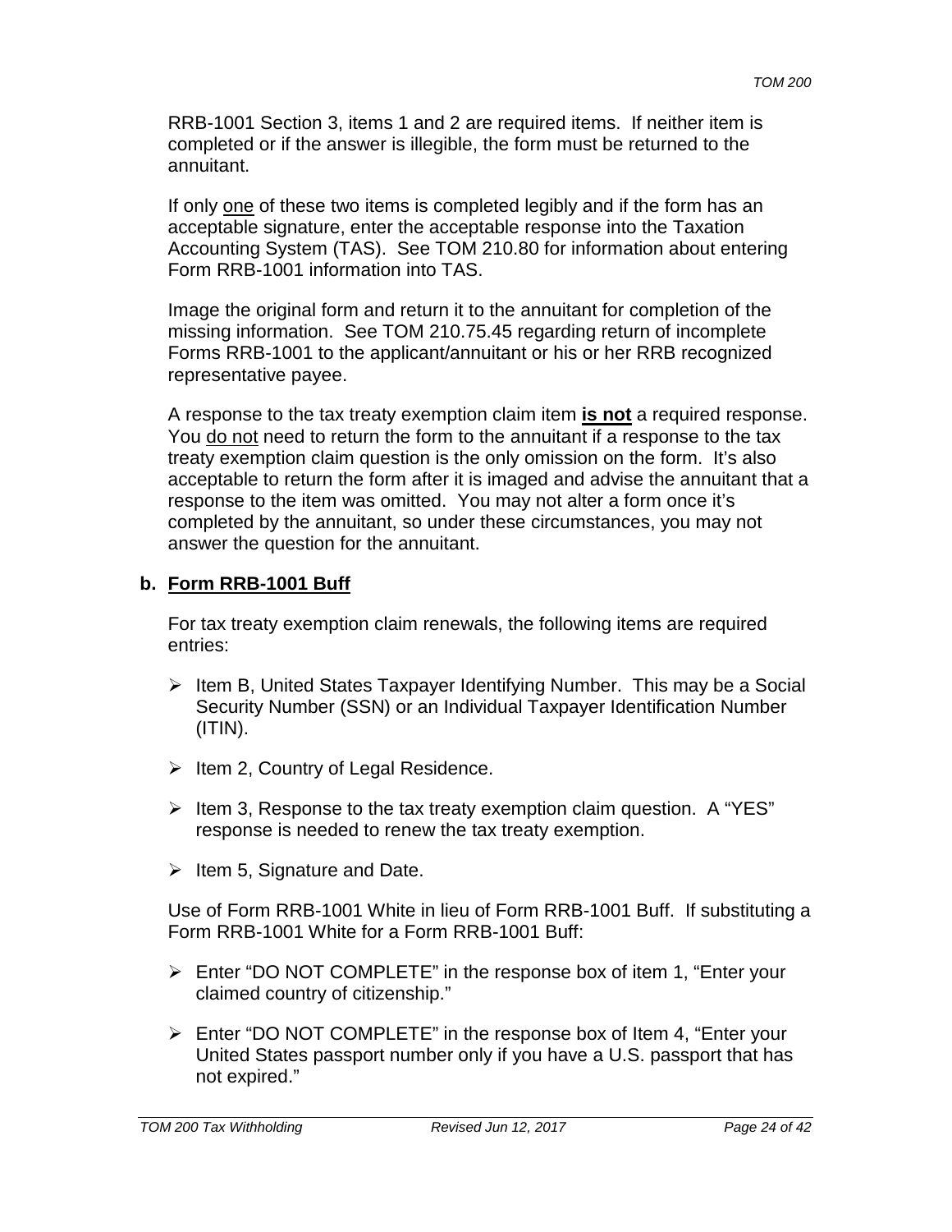RRB-1001 Section 3, items 1 and 2 are required items. If neither item is completed or if the answer is illegible, the form must be returned to the annuitant.

If only <u>one</u> of these two items is completed legibly and if the form has an acceptable signature, enter the acceptable response into the Taxation Accounting System (TAS). See TOM 210.80 for information about entering Form RRB-1001 information into TAS.

Image the original form and return it to the annuitant for completion of the missing information. See TOM 210.75.45 regarding return of incomplete Forms RRB-1001 to the applicant/annuitant or his or her RRB recognized representative payee.

A response to the tax treaty exemption claim item **<u>is not</u>** a required response. You <u>do not</u> need to return the form to the annuitant if a response to the tax treaty exemption claim question is the only omission on the form. It's also acceptable to return the form after it is imaged and advise the annuitant that a response to the item was omitted. You may not alter a form once it's completed by the annuitant, so under these circumstances, you may not answer the question for the annuitant.

**b. <u>Form RRB-1001 Buff</u>**

For tax treaty exemption claim renewals, the following items are required entries:

- Item B, United States Taxpayer Identifying Number. This may be a Social Security Number (SSN) or an Individual Taxpayer Identification Number (ITIN).
- Item 2, Country of Legal Residence.
- Item 3, Response to the tax treaty exemption claim question. A "YES" response is needed to renew the tax treaty exemption.
- Item 5, Signature and Date.

Use of Form RRB-1001 White in lieu of Form RRB-1001 Buff. If substituting a Form RRB-1001 White for a Form RRB-1001 Buff:

- Enter "DO NOT COMPLETE" in the response box of item 1, "Enter your claimed country of citizenship."
- Enter "DO NOT COMPLETE" in the response box of Item 4, "Enter your United States passport number only if you have a U.S. passport that has not expired."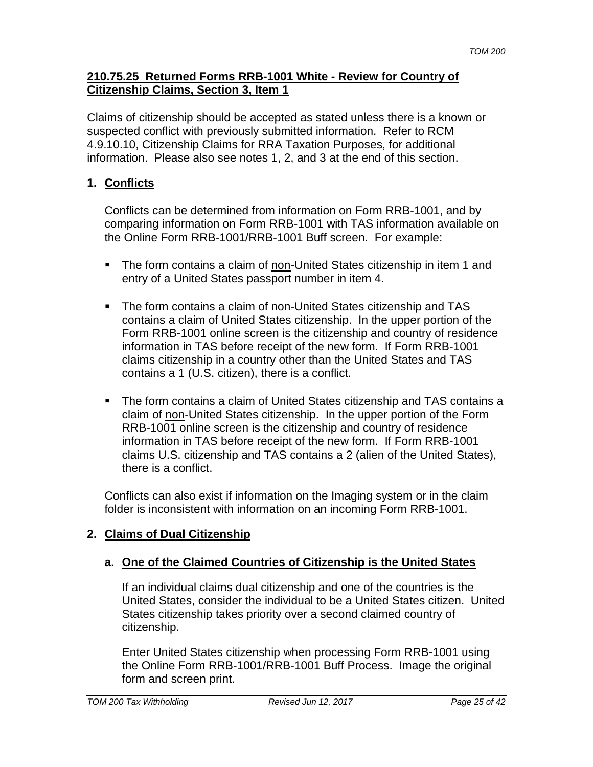## 210.75.25 Returned Forms RRB-1001 White - Review for Country of Citizenship Claims, Section 3, Item 1

Claims of citizenship should be accepted as stated unless there is a known or suspected conflict with previously submitted information. Refer to RCM 4.9.10.10, Citizenship Claims for RRA Taxation Purposes, for additional information. Please also see notes 1, 2, and 3 at the end of this section.

### 1. Conflicts

Conflicts can be determined from information on Form RRB-1001, and by comparing information on Form RRB-1001 with TAS information available on the Online Form RRB-1001/RRB-1001 Buff screen. For example:

- The form contains a claim of non-United States citizenship in item 1 and entry of a United States passport number in item 4.
- The form contains a claim of non-United States citizenship and TAS contains a claim of United States citizenship. In the upper portion of the Form RRB-1001 online screen is the citizenship and country of residence information in TAS before receipt of the new form. If Form RRB-1001 claims citizenship in a country other than the United States and TAS contains a 1 (U.S. citizen), there is a conflict.
- The form contains a claim of United States citizenship and TAS contains a claim of non-United States citizenship. In the upper portion of the Form RRB-1001 online screen is the citizenship and country of residence information in TAS before receipt of the new form. If Form RRB-1001 claims U.S. citizenship and TAS contains a 2 (alien of the United States), there is a conflict.

Conflicts can also exist if information on the Imaging system or in the claim folder is inconsistent with information on an incoming Form RRB-1001.

### 2. Claims of Dual Citizenship

#### a. One of the Claimed Countries of Citizenship is the United States

If an individual claims dual citizenship and one of the countries is the United States, consider the individual to be a United States citizen. United States citizenship takes priority over a second claimed country of citizenship.

Enter United States citizenship when processing Form RRB-1001 using the Online Form RRB-1001/RRB-1001 Buff Process. Image the original form and screen print.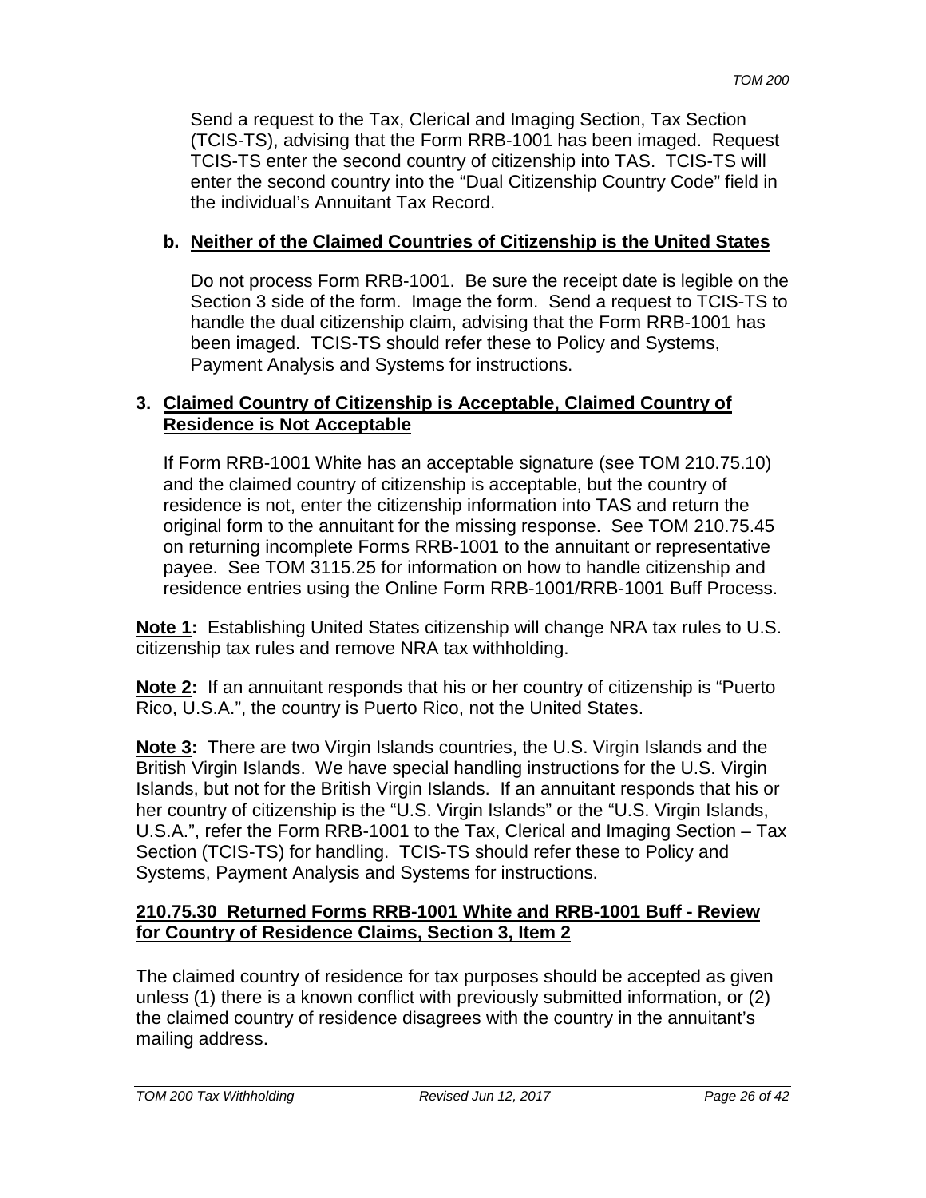Send a request to the Tax, Clerical and Imaging Section, Tax Section (TCIS-TS), advising that the Form RRB-1001 has been imaged. Request TCIS-TS enter the second country of citizenship into TAS. TCIS-TS will enter the second country into the “Dual Citizenship Country Code” field in the individual’s Annuitant Tax Record.

**b. <u>Neither of the Claimed Countries of Citizenship is the United States</u>**

Do not process Form RRB-1001. Be sure the receipt date is legible on the Section 3 side of the form. Image the form. Send a request to TCIS-TS to handle the dual citizenship claim, advising that the Form RRB-1001 has been imaged. TCIS-TS should refer these to Policy and Systems, Payment Analysis and Systems for instructions.

**3. <u>Claimed Country of Citizenship is Acceptable, Claimed Country of Residence is Not Acceptable</u>**

If Form RRB-1001 White has an acceptable signature (see TOM 210.75.10) and the claimed country of citizenship is acceptable, but the country of residence is not, enter the citizenship information into TAS and return the original form to the annuitant for the missing response. See TOM 210.75.45 on returning incomplete Forms RRB-1001 to the annuitant or representative payee. See TOM 3115.25 for information on how to handle citizenship and residence entries using the Online Form RRB-1001/RRB-1001 Buff Process.

**<u>Note 1</u>:** Establishing United States citizenship will change NRA tax rules to U.S. citizenship tax rules and remove NRA tax withholding.

**<u>Note 2</u>:** If an annuitant responds that his or her country of citizenship is “Puerto Rico, U.S.A.”, the country is Puerto Rico, not the United States.

**<u>Note 3</u>:** There are two Virgin Islands countries, the U.S. Virgin Islands and the British Virgin Islands. We have special handling instructions for the U.S. Virgin Islands, but not for the British Virgin Islands. If an annuitant responds that his or her country of citizenship is the “U.S. Virgin Islands” or the “U.S. Virgin Islands, U.S.A.”, refer the Form RRB-1001 to the Tax, Clerical and Imaging Section – Tax Section (TCIS-TS) for handling. TCIS-TS should refer these to Policy and Systems, Payment Analysis and Systems for instructions.

## <u>210.75.30 Returned Forms RRB-1001 White and RRB-1001 Buff - Review for Country of Residence Claims, Section 3, Item 2</u>

The claimed country of residence for tax purposes should be accepted as given unless (1) there is a known conflict with previously submitted information, or (2) the claimed country of residence disagrees with the country in the annuitant’s mailing address.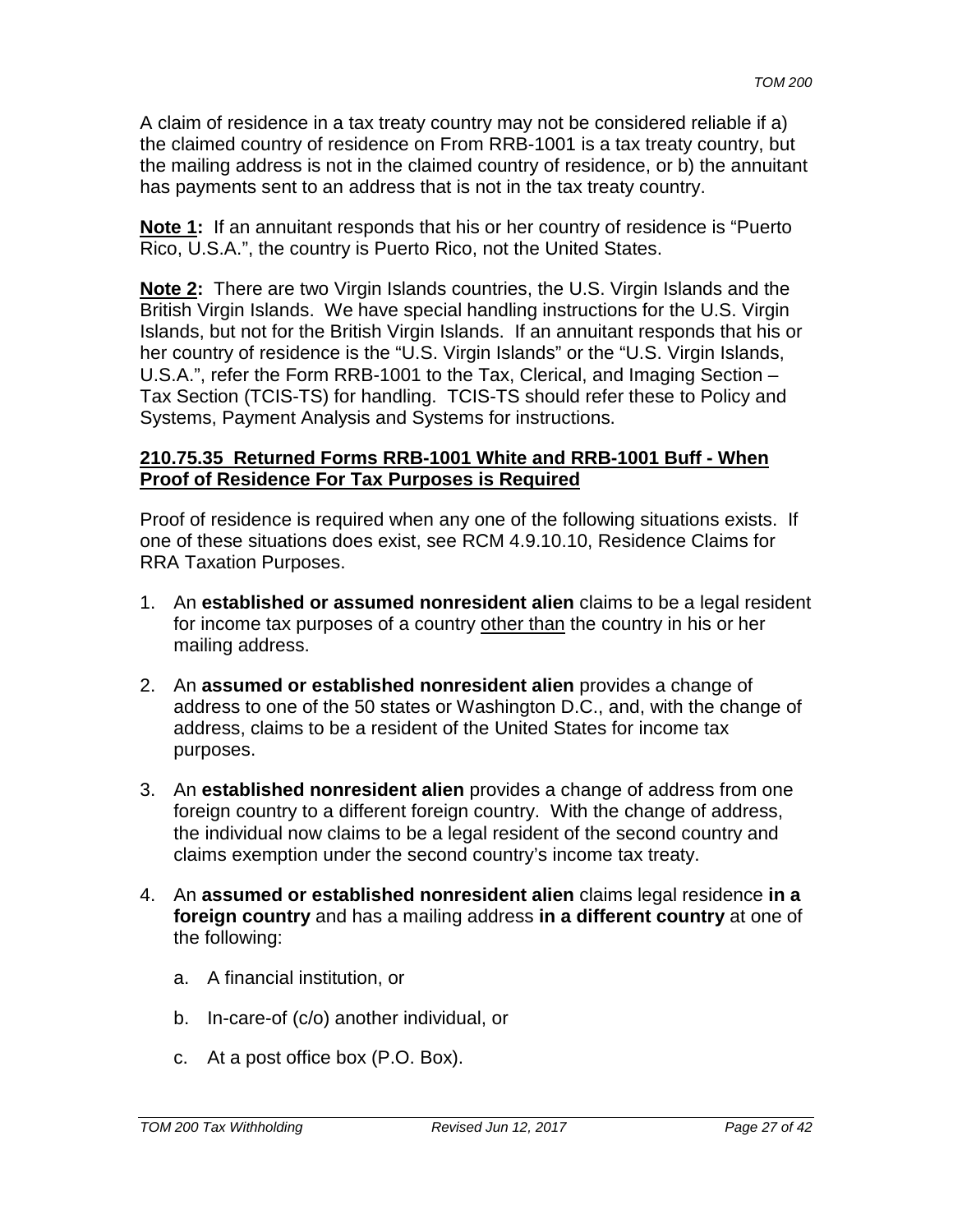A claim of residence in a tax treaty country may not be considered reliable if a) the claimed country of residence on From RRB-1001 is a tax treaty country, but the mailing address is not in the claimed country of residence, or b) the annuitant has payments sent to an address that is not in the tax treaty country.

**Note 1:** If an annuitant responds that his or her country of residence is "Puerto Rico, U.S.A.", the country is Puerto Rico, not the United States.

**Note 2:** There are two Virgin Islands countries, the U.S. Virgin Islands and the British Virgin Islands. We have special handling instructions for the U.S. Virgin Islands, but not for the British Virgin Islands. If an annuitant responds that his or her country of residence is the "U.S. Virgin Islands" or the "U.S. Virgin Islands, U.S.A.", refer the Form RRB-1001 to the Tax, Clerical, and Imaging Section – Tax Section (TCIS-TS) for handling. TCIS-TS should refer these to Policy and Systems, Payment Analysis and Systems for instructions.

## 210.75.35 Returned Forms RRB-1001 White and RRB-1001 Buff - When Proof of Residence For Tax Purposes is Required

Proof of residence is required when any one of the following situations exists. If one of these situations does exist, see RCM 4.9.10.10, Residence Claims for RRA Taxation Purposes.

1. An **established or assumed nonresident alien** claims to be a legal resident for income tax purposes of a country other than the country in his or her mailing address.
2. An **assumed or established nonresident alien** provides a change of address to one of the 50 states or Washington D.C., and, with the change of address, claims to be a resident of the United States for income tax purposes.
3. An **established nonresident alien** provides a change of address from one foreign country to a different foreign country. With the change of address, the individual now claims to be a legal resident of the second country and claims exemption under the second country's income tax treaty.
4. An **assumed or established nonresident alien** claims legal residence **in a foreign country** and has a mailing address **in a different country** at one of the following:
   a. A financial institution, or
   b. In-care-of (c/o) another individual, or
   c. At a post office box (P.O. Box).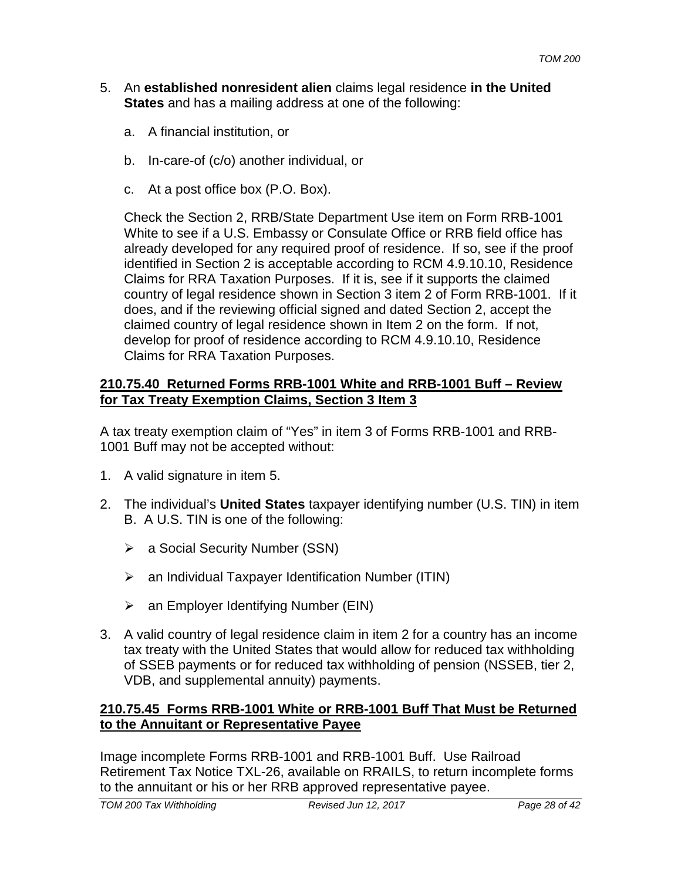5. An **established nonresident alien** claims legal residence **in the United States** and has a mailing address at one of the following:

   a. A financial institution, or

   b. In-care-of (c/o) another individual, or

   c. At a post office box (P.O. Box).

   Check the Section 2, RRB/State Department Use item on Form RRB-1001 White to see if a U.S. Embassy or Consulate Office or RRB field office has already developed for any required proof of residence. If so, see if the proof identified in Section 2 is acceptable according to RCM 4.9.10.10, Residence Claims for RRA Taxation Purposes. If it is, see if it supports the claimed country of legal residence shown in Section 3 item 2 of Form RRB-1001. If it does, and if the reviewing official signed and dated Section 2, accept the claimed country of legal residence shown in Item 2 on the form. If not, develop for proof of residence according to RCM 4.9.10.10, Residence Claims for RRA Taxation Purposes.

## 210.75.40 Returned Forms RRB-1001 White and RRB-1001 Buff – Review for Tax Treaty Exemption Claims, Section 3 Item 3

A tax treaty exemption claim of "Yes" in item 3 of Forms RRB-1001 and RRB-1001 Buff may not be accepted without:

1. A valid signature in item 5.

2. The individual's **United States** taxpayer identifying number (U.S. TIN) in item B. A U.S. TIN is one of the following:

   - a Social Security Number (SSN)

   - an Individual Taxpayer Identification Number (ITIN)

   - an Employer Identifying Number (EIN)

3. A valid country of legal residence claim in item 2 for a country has an income tax treaty with the United States that would allow for reduced tax withholding of SSEB payments or for reduced tax withholding of pension (NSSEB, tier 2, VDB, and supplemental annuity) payments.

## 210.75.45 Forms RRB-1001 White or RRB-1001 Buff That Must be Returned to the Annuitant or Representative Payee

Image incomplete Forms RRB-1001 and RRB-1001 Buff. Use Railroad Retirement Tax Notice TXL-26, available on RRAILS, to return incomplete forms to the annuitant or his or her RRB approved representative payee.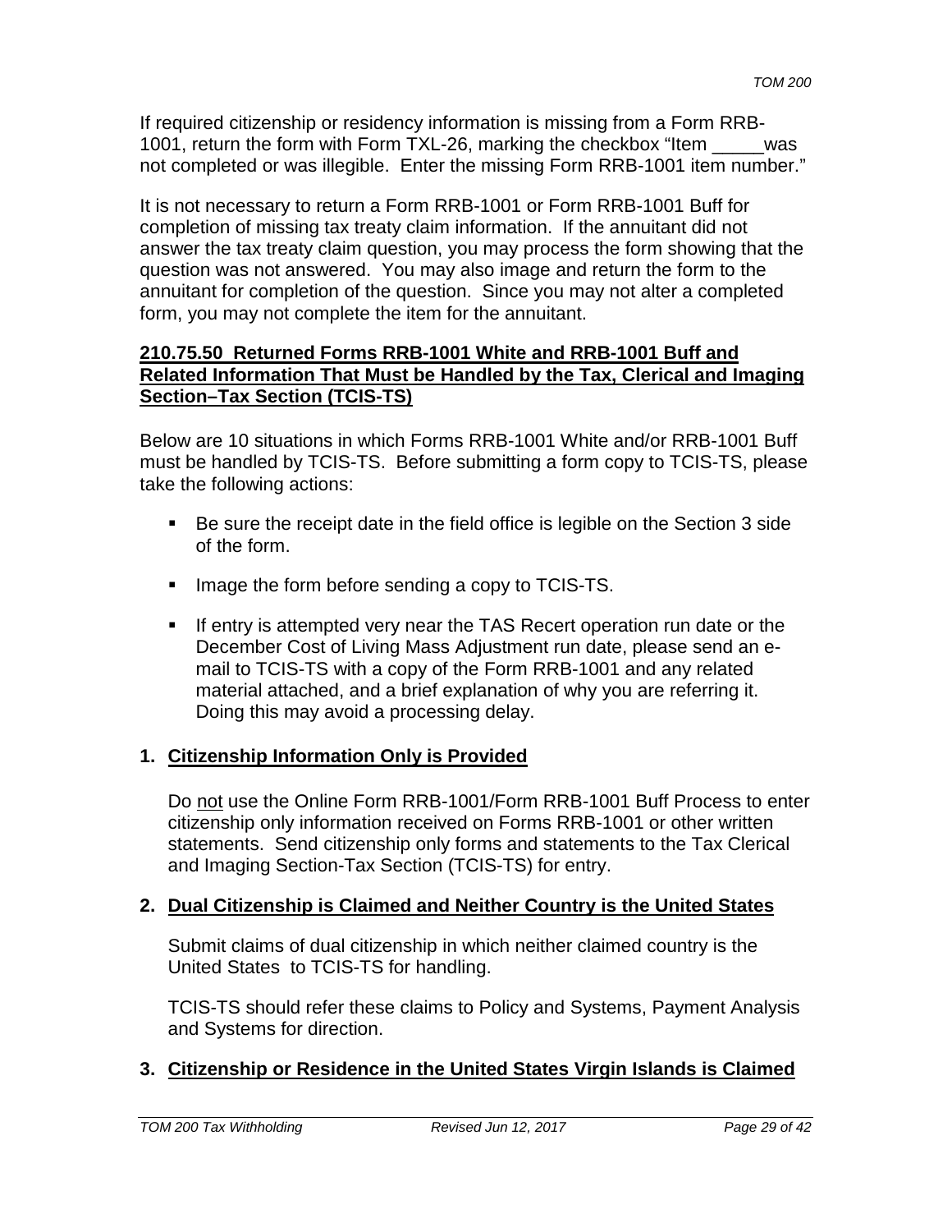If required citizenship or residency information is missing from a Form RRB-1001, return the form with Form TXL-26, marking the checkbox "Item _____was not completed or was illegible. Enter the missing Form RRB-1001 item number."

It is not necessary to return a Form RRB-1001 or Form RRB-1001 Buff for completion of missing tax treaty claim information. If the annuitant did not answer the tax treaty claim question, you may process the form showing that the question was not answered. You may also image and return the form to the annuitant for completion of the question. Since you may not alter a completed form, you may not complete the item for the annuitant.

### 210.75.50 Returned Forms RRB-1001 White and RRB-1001 Buff and Related Information That Must be Handled by the Tax, Clerical and Imaging Section–Tax Section (TCIS-TS)

Below are 10 situations in which Forms RRB-1001 White and/or RRB-1001 Buff must be handled by TCIS-TS. Before submitting a form copy to TCIS-TS, please take the following actions:

- Be sure the receipt date in the field office is legible on the Section 3 side of the form.
- Image the form before sending a copy to TCIS-TS.
- If entry is attempted very near the TAS Recert operation run date or the December Cost of Living Mass Adjustment run date, please send an e-mail to TCIS-TS with a copy of the Form RRB-1001 and any related material attached, and a brief explanation of why you are referring it. Doing this may avoid a processing delay.

**1. Citizenship Information Only is Provided**

Do not use the Online Form RRB-1001/Form RRB-1001 Buff Process to enter citizenship only information received on Forms RRB-1001 or other written statements. Send citizenship only forms and statements to the Tax Clerical and Imaging Section-Tax Section (TCIS-TS) for entry.

**2. Dual Citizenship is Claimed and Neither Country is the United States**

Submit claims of dual citizenship in which neither claimed country is the United States to TCIS-TS for handling.

TCIS-TS should refer these claims to Policy and Systems, Payment Analysis and Systems for direction.

**3. Citizenship or Residence in the United States Virgin Islands is Claimed**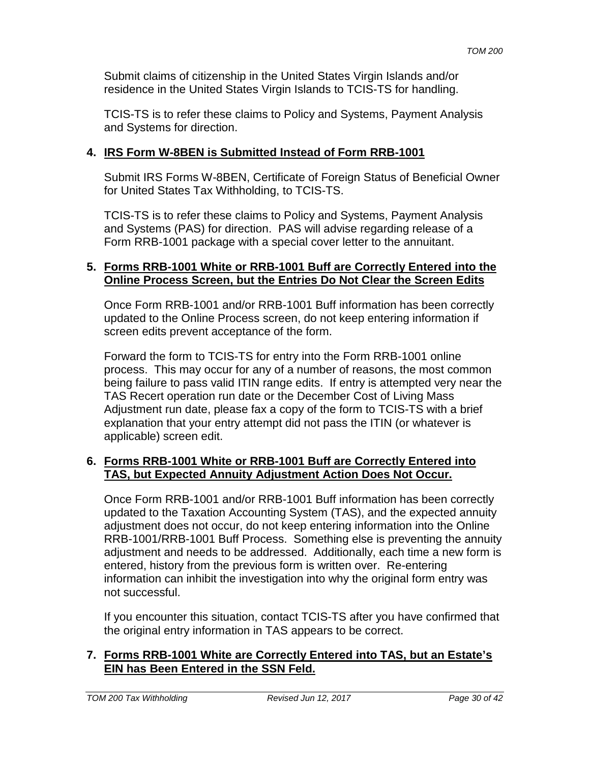Submit claims of citizenship in the United States Virgin Islands and/or residence in the United States Virgin Islands to TCIS-TS for handling.

TCIS-TS is to refer these claims to Policy and Systems, Payment Analysis and Systems for direction.

4. **<u>IRS Form W-8BEN is Submitted Instead of Form RRB-1001</u>**

Submit IRS Forms W-8BEN, Certificate of Foreign Status of Beneficial Owner for United States Tax Withholding, to TCIS-TS.

TCIS-TS is to refer these claims to Policy and Systems, Payment Analysis and Systems (PAS) for direction. PAS will advise regarding release of a Form RRB-1001 package with a special cover letter to the annuitant.

5. **<u>Forms RRB-1001 White or RRB-1001 Buff are Correctly Entered into the Online Process Screen, but the Entries Do Not Clear the Screen Edits</u>**

Once Form RRB-1001 and/or RRB-1001 Buff information has been correctly updated to the Online Process screen, do not keep entering information if screen edits prevent acceptance of the form.

Forward the form to TCIS-TS for entry into the Form RRB-1001 online process. This may occur for any of a number of reasons, the most common being failure to pass valid ITIN range edits. If entry is attempted very near the TAS Recert operation run date or the December Cost of Living Mass Adjustment run date, please fax a copy of the form to TCIS-TS with a brief explanation that your entry attempt did not pass the ITIN (or whatever is applicable) screen edit.

6. **<u>Forms RRB-1001 White or RRB-1001 Buff are Correctly Entered into TAS, but Expected Annuity Adjustment Action Does Not Occur.</u>**

Once Form RRB-1001 and/or RRB-1001 Buff information has been correctly updated to the Taxation Accounting System (TAS), and the expected annuity adjustment does not occur, do not keep entering information into the Online RRB-1001/RRB-1001 Buff Process. Something else is preventing the annuity adjustment and needs to be addressed. Additionally, each time a new form is entered, history from the previous form is written over. Re-entering information can inhibit the investigation into why the original form entry was not successful.

If you encounter this situation, contact TCIS-TS after you have confirmed that the original entry information in TAS appears to be correct.

7. **<u>Forms RRB-1001 White are Correctly Entered into TAS, but an Estate's EIN has Been Entered in the SSN Feld.</u>**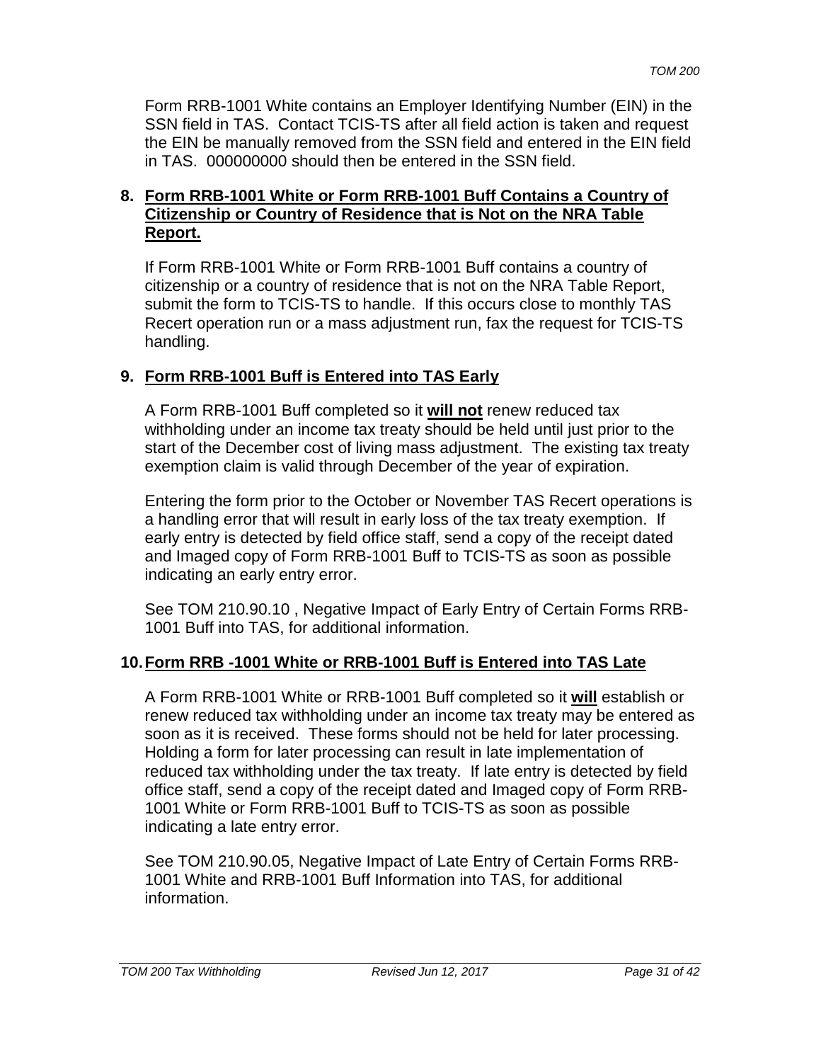Form RRB-1001 White contains an Employer Identifying Number (EIN) in the SSN field in TAS. Contact TCIS-TS after all field action is taken and request the EIN be manually removed from the SSN field and entered in the EIN field in TAS. 000000000 should then be entered in the SSN field.

**8. Form RRB-1001 White or Form RRB-1001 Buff Contains a Country of Citizenship or Country of Residence that is Not on the NRA Table Report.**

If Form RRB-1001 White or Form RRB-1001 Buff contains a country of citizenship or a country of residence that is not on the NRA Table Report, submit the form to TCIS-TS to handle. If this occurs close to monthly TAS Recert operation run or a mass adjustment run, fax the request for TCIS-TS handling.

**9. Form RRB-1001 Buff is Entered into TAS Early**

A Form RRB-1001 Buff completed so it **will not** renew reduced tax withholding under an income tax treaty should be held until just prior to the start of the December cost of living mass adjustment. The existing tax treaty exemption claim is valid through December of the year of expiration.

Entering the form prior to the October or November TAS Recert operations is a handling error that will result in early loss of the tax treaty exemption. If early entry is detected by field office staff, send a copy of the receipt dated and Imaged copy of Form RRB-1001 Buff to TCIS-TS as soon as possible indicating an early entry error.

See TOM 210.90.10 , Negative Impact of Early Entry of Certain Forms RRB-1001 Buff into TAS, for additional information.

**10. Form RRB -1001 White or RRB-1001 Buff is Entered into TAS Late**

A Form RRB-1001 White or RRB-1001 Buff completed so it **will** establish or renew reduced tax withholding under an income tax treaty may be entered as soon as it is received. These forms should not be held for later processing. Holding a form for later processing can result in late implementation of reduced tax withholding under the tax treaty. If late entry is detected by field office staff, send a copy of the receipt dated and Imaged copy of Form RRB-1001 White or Form RRB-1001 Buff to TCIS-TS as soon as possible indicating a late entry error.

See TOM 210.90.05, Negative Impact of Late Entry of Certain Forms RRB-1001 White and RRB-1001 Buff Information into TAS, for additional information.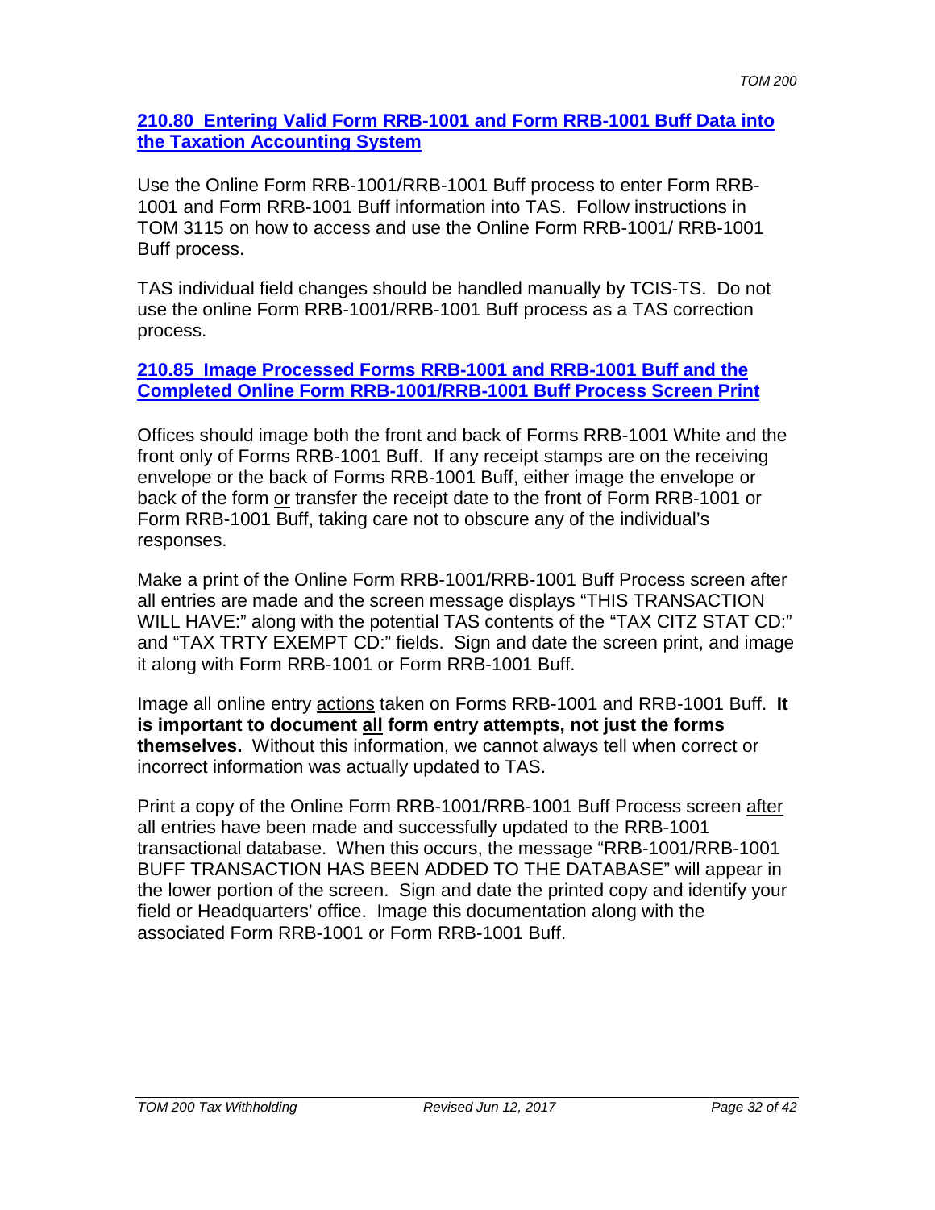## 210.80 Entering Valid Form RRB-1001 and Form RRB-1001 Buff Data into the Taxation Accounting System

Use the Online Form RRB-1001/RRB-1001 Buff process to enter Form RRB-1001 and Form RRB-1001 Buff information into TAS. Follow instructions in TOM 3115 on how to access and use the Online Form RRB-1001/ RRB-1001 Buff process.

TAS individual field changes should be handled manually by TCIS-TS. Do not use the online Form RRB-1001/RRB-1001 Buff process as a TAS correction process.

## 210.85 Image Processed Forms RRB-1001 and RRB-1001 Buff and the Completed Online Form RRB-1001/RRB-1001 Buff Process Screen Print

Offices should image both the front and back of Forms RRB-1001 White and the front only of Forms RRB-1001 Buff. If any receipt stamps are on the receiving envelope or the back of Forms RRB-1001 Buff, either image the envelope or back of the form or transfer the receipt date to the front of Form RRB-1001 or Form RRB-1001 Buff, taking care not to obscure any of the individual's responses.

Make a print of the Online Form RRB-1001/RRB-1001 Buff Process screen after all entries are made and the screen message displays "THIS TRANSACTION WILL HAVE:" along with the potential TAS contents of the "TAX CITZ STAT CD:" and "TAX TRTY EXEMPT CD:" fields. Sign and date the screen print, and image it along with Form RRB-1001 or Form RRB-1001 Buff.

Image all online entry actions taken on Forms RRB-1001 and RRB-1001 Buff. **It is important to document all form entry attempts, not just the forms themselves.** Without this information, we cannot always tell when correct or incorrect information was actually updated to TAS.

Print a copy of the Online Form RRB-1001/RRB-1001 Buff Process screen after all entries have been made and successfully updated to the RRB-1001 transactional database. When this occurs, the message "RRB-1001/RRB-1001 BUFF TRANSACTION HAS BEEN ADDED TO THE DATABASE" will appear in the lower portion of the screen. Sign and date the printed copy and identify your field or Headquarters' office. Image this documentation along with the associated Form RRB-1001 or Form RRB-1001 Buff.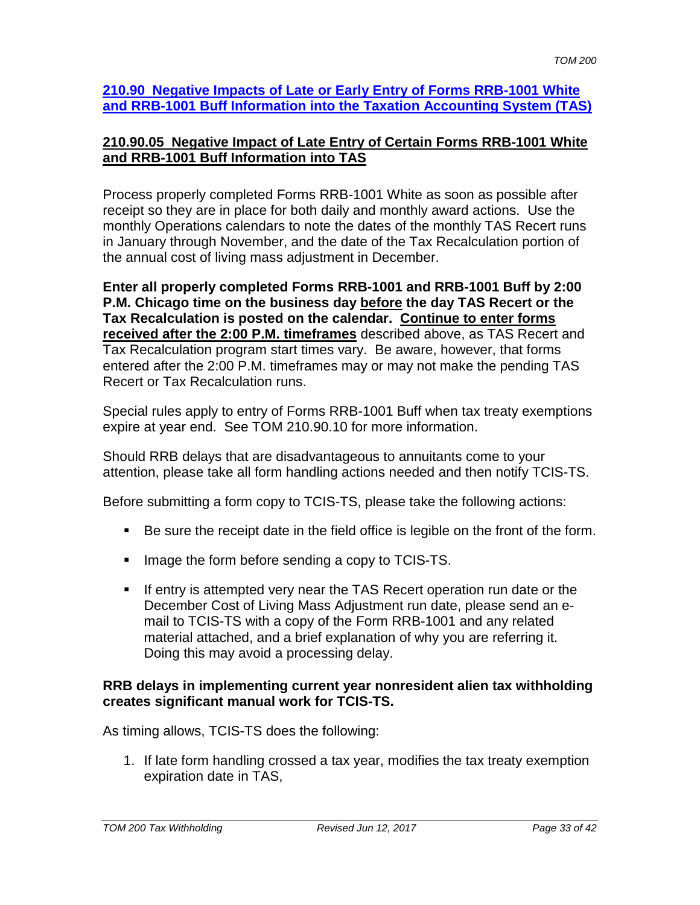## 210.90 Negative Impacts of Late or Early Entry of Forms RRB-1001 White and RRB-1001 Buff Information into the Taxation Accounting System (TAS)

### 210.90.05 Negative Impact of Late Entry of Certain Forms RRB-1001 White and RRB-1001 Buff Information into TAS

Process properly completed Forms RRB-1001 White as soon as possible after receipt so they are in place for both daily and monthly award actions. Use the monthly Operations calendars to note the dates of the monthly TAS Recert runs in January through November, and the date of the Tax Recalculation portion of the annual cost of living mass adjustment in December.

**Enter all properly completed Forms RRB-1001 and RRB-1001 Buff by 2:00 P.M. Chicago time on the business day before the day TAS Recert or the Tax Recalculation is posted on the calendar. Continue to enter forms received after the 2:00 P.M. timeframes** described above, as TAS Recert and Tax Recalculation program start times vary. Be aware, however, that forms entered after the 2:00 P.M. timeframes may or may not make the pending TAS Recert or Tax Recalculation runs.

Special rules apply to entry of Forms RRB-1001 Buff when tax treaty exemptions expire at year end. See TOM 210.90.10 for more information.

Should RRB delays that are disadvantageous to annuitants come to your attention, please take all form handling actions needed and then notify TCIS-TS.

Before submitting a form copy to TCIS-TS, please take the following actions:

- Be sure the receipt date in the field office is legible on the front of the form.
- Image the form before sending a copy to TCIS-TS.
- If entry is attempted very near the TAS Recert operation run date or the December Cost of Living Mass Adjustment run date, please send an e-mail to TCIS-TS with a copy of the Form RRB-1001 and any related material attached, and a brief explanation of why you are referring it. Doing this may avoid a processing delay.

**RRB delays in implementing current year nonresident alien tax withholding creates significant manual work for TCIS-TS.**

As timing allows, TCIS-TS does the following:

1. If late form handling crossed a tax year, modifies the tax treaty exemption expiration date in TAS,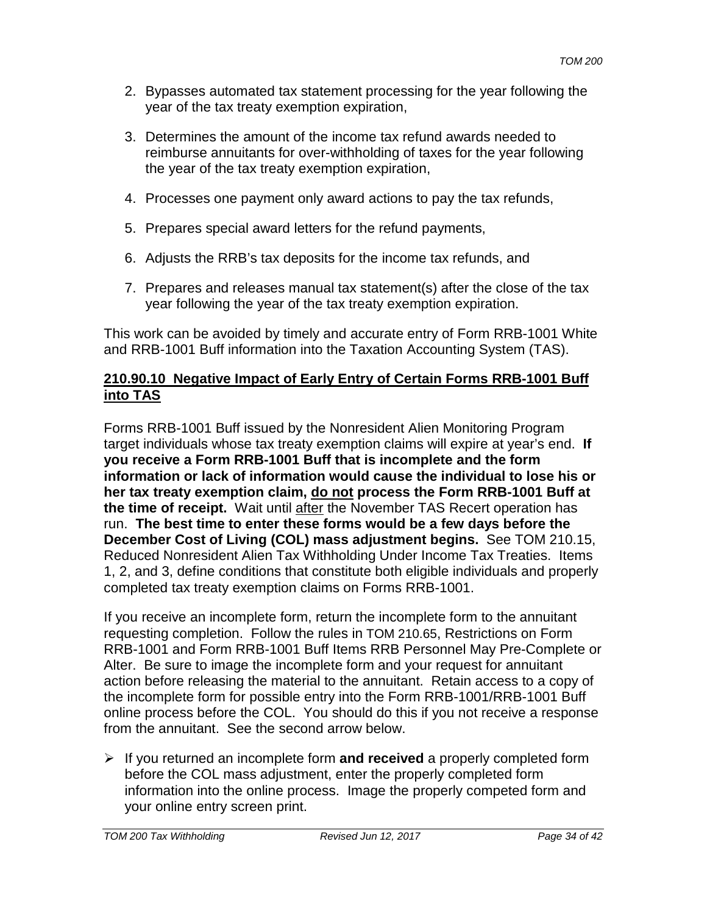2. Bypasses automated tax statement processing for the year following the year of the tax treaty exemption expiration,

3. Determines the amount of the income tax refund awards needed to reimburse annuitants for over-withholding of taxes for the year following the year of the tax treaty exemption expiration,

4. Processes one payment only award actions to pay the tax refunds,

5. Prepares special award letters for the refund payments,

6. Adjusts the RRB's tax deposits for the income tax refunds, and

7. Prepares and releases manual tax statement(s) after the close of the tax year following the year of the tax treaty exemption expiration.

This work can be avoided by timely and accurate entry of Form RRB-1001 White and RRB-1001 Buff information into the Taxation Accounting System (TAS).

## 210.90.10 Negative Impact of Early Entry of Certain Forms RRB-1001 Buff into TAS

Forms RRB-1001 Buff issued by the Nonresident Alien Monitoring Program target individuals whose tax treaty exemption claims will expire at year's end. **If you receive a Form RRB-1001 Buff that is incomplete and the form information or lack of information would cause the individual to lose his or her tax treaty exemption claim, do not process the Form RRB-1001 Buff at the time of receipt.** Wait until after the November TAS Recert operation has run. **The best time to enter these forms would be a few days before the December Cost of Living (COL) mass adjustment begins.** See TOM 210.15, Reduced Nonresident Alien Tax Withholding Under Income Tax Treaties. Items 1, 2, and 3, define conditions that constitute both eligible individuals and properly completed tax treaty exemption claims on Forms RRB-1001.

If you receive an incomplete form, return the incomplete form to the annuitant requesting completion. Follow the rules in TOM 210.65, Restrictions on Form RRB-1001 and Form RRB-1001 Buff Items RRB Personnel May Pre-Complete or Alter. Be sure to image the incomplete form and your request for annuitant action before releasing the material to the annuitant. Retain access to a copy of the incomplete form for possible entry into the Form RRB-1001/RRB-1001 Buff online process before the COL. You should do this if you not receive a response from the annuitant. See the second arrow below.

- If you returned an incomplete form **and received** a properly completed form before the COL mass adjustment, enter the properly completed form information into the online process. Image the properly competed form and your online entry screen print.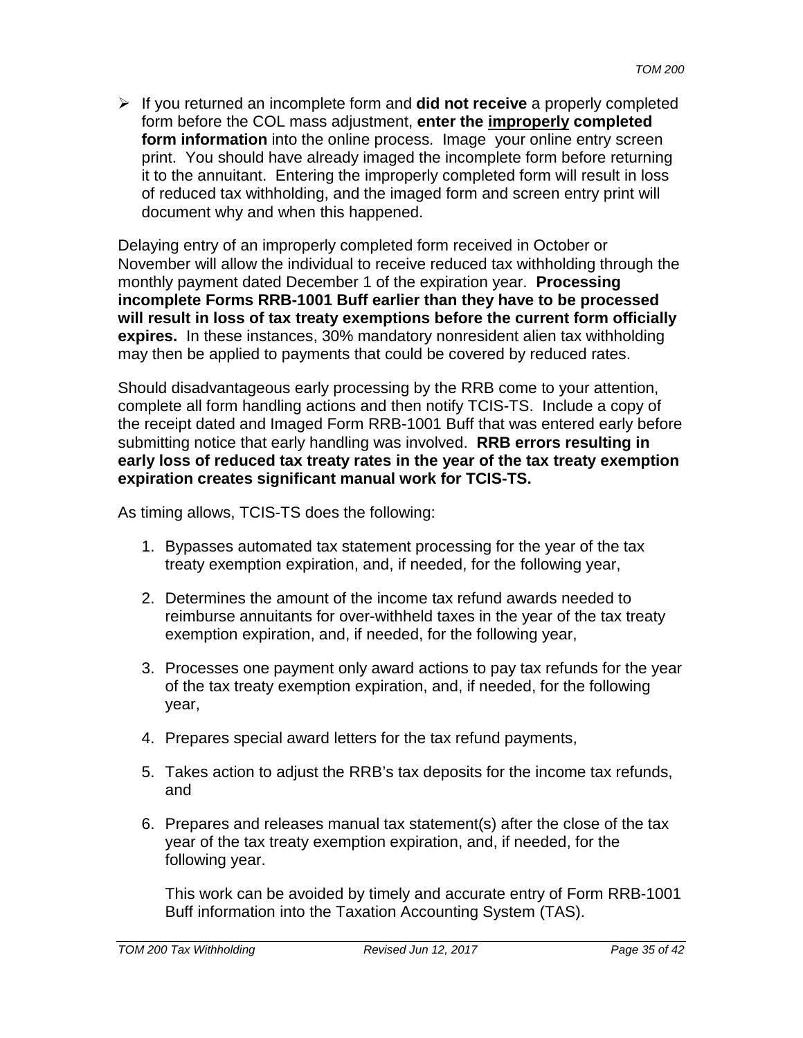- If you returned an incomplete form and **did not receive** a properly completed form before the COL mass adjustment, **enter the <u>improperly</u> completed form information** into the online process. Image your online entry screen print. You should have already imaged the incomplete form before returning it to the annuitant. Entering the improperly completed form will result in loss of reduced tax withholding, and the imaged form and screen entry print will document why and when this happened.

Delaying entry of an improperly completed form received in October or November will allow the individual to receive reduced tax withholding through the monthly payment dated December 1 of the expiration year. **Processing incomplete Forms RRB-1001 Buff earlier than they have to be processed will result in loss of tax treaty exemptions before the current form officially expires.** In these instances, 30% mandatory nonresident alien tax withholding may then be applied to payments that could be covered by reduced rates.

Should disadvantageous early processing by the RRB come to your attention, complete all form handling actions and then notify TCIS-TS. Include a copy of the receipt dated and Imaged Form RRB-1001 Buff that was entered early before submitting notice that early handling was involved. **RRB errors resulting in early loss of reduced tax treaty rates in the year of the tax treaty exemption expiration creates significant manual work for TCIS-TS.**

As timing allows, TCIS-TS does the following:

1. Bypasses automated tax statement processing for the year of the tax treaty exemption expiration, and, if needed, for the following year,

2. Determines the amount of the income tax refund awards needed to reimburse annuitants for over-withheld taxes in the year of the tax treaty exemption expiration, and, if needed, for the following year,

3. Processes one payment only award actions to pay tax refunds for the year of the tax treaty exemption expiration, and, if needed, for the following year,

4. Prepares special award letters for the tax refund payments,

5. Takes action to adjust the RRB's tax deposits for the income tax refunds, and

6. Prepares and releases manual tax statement(s) after the close of the tax year of the tax treaty exemption expiration, and, if needed, for the following year.

   This work can be avoided by timely and accurate entry of Form RRB-1001 Buff information into the Taxation Accounting System (TAS).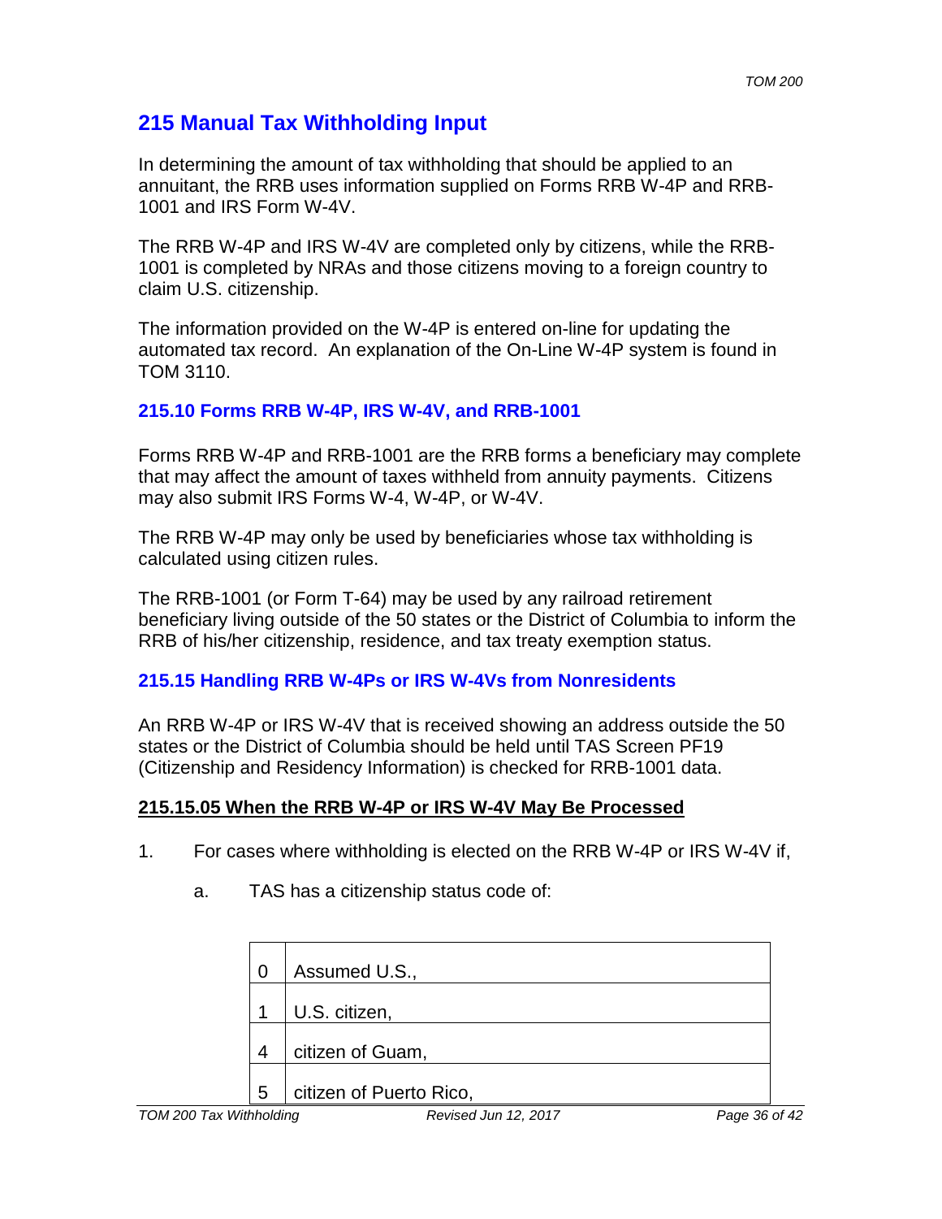## 215 Manual Tax Withholding Input

In determining the amount of tax withholding that should be applied to an annuitant, the RRB uses information supplied on Forms RRB W-4P and RRB-1001 and IRS Form W-4V.

The RRB W-4P and IRS W-4V are completed only by citizens, while the RRB-1001 is completed by NRAs and those citizens moving to a foreign country to claim U.S. citizenship.

The information provided on the W-4P is entered on-line for updating the automated tax record. An explanation of the On-Line W-4P system is found in TOM 3110.

### 215.10 Forms RRB W-4P, IRS W-4V, and RRB-1001

Forms RRB W-4P and RRB-1001 are the RRB forms a beneficiary may complete that may affect the amount of taxes withheld from annuity payments. Citizens may also submit IRS Forms W-4, W-4P, or W-4V.

The RRB W-4P may only be used by beneficiaries whose tax withholding is calculated using citizen rules.

The RRB-1001 (or Form T-64) may be used by any railroad retirement beneficiary living outside of the 50 states or the District of Columbia to inform the RRB of his/her citizenship, residence, and tax treaty exemption status.

### 215.15 Handling RRB W-4Ps or IRS W-4Vs from Nonresidents

An RRB W-4P or IRS W-4V that is received showing an address outside the 50 states or the District of Columbia should be held until TAS Screen PF19 (Citizenship and Residency Information) is checked for RRB-1001 data.

#### 215.15.05 When the RRB W-4P or IRS W-4V May Be Processed

1. For cases where withholding is elected on the RRB W-4P or IRS W-4V if,

   a. TAS has a citizenship status code of:

| | |
|---|---|
| 0 | Assumed U.S., |
| 1 | U.S. citizen, |
| 4 | citizen of Guam, |
| 5 | citizen of Puerto Rico, |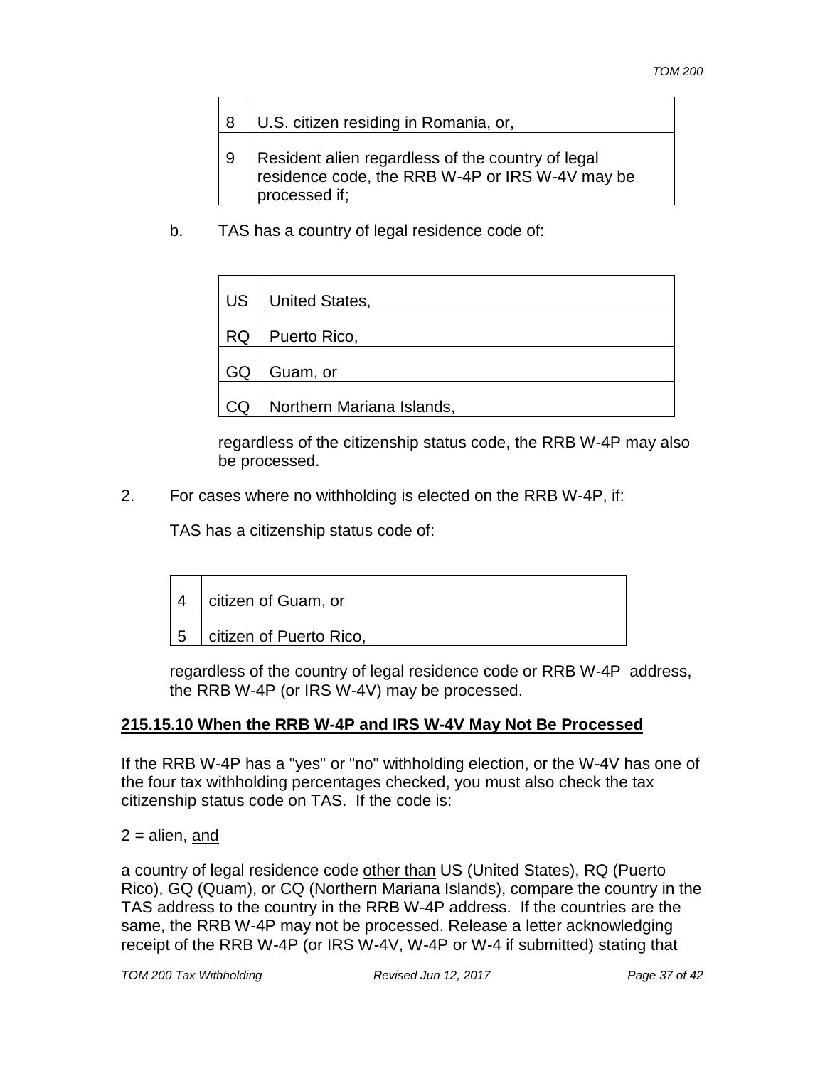| | |
|---|---|
| 8 | U.S. citizen residing in Romania, or, |
| 9 | Resident alien regardless of the country of legal residence code, the RRB W-4P or IRS W-4V may be processed if; |

b. TAS has a country of legal residence code of:

| | |
|---|---|
| US | United States, |
| RQ | Puerto Rico, |
| GQ | Guam, or |
| CQ | Northern Mariana Islands, |

regardless of the citizenship status code, the RRB W-4P may also be processed.

2. For cases where no withholding is elected on the RRB W-4P, if:

TAS has a citizenship status code of:

| | |
|---|---|
| 4 | citizen of Guam, or |
| 5 | citizen of Puerto Rico, |

regardless of the country of legal residence code or RRB W-4P address, the RRB W-4P (or IRS W-4V) may be processed.

## 215.15.10 When the RRB W-4P and IRS W-4V May Not Be Processed

If the RRB W-4P has a "yes" or "no" withholding election, or the W-4V has one of the four tax withholding percentages checked, you must also check the tax citizenship status code on TAS. If the code is:

2 = alien, <u>and</u>

a country of legal residence code <u>other than</u> US (United States), RQ (Puerto Rico), GQ (Quam), or CQ (Northern Mariana Islands), compare the country in the TAS address to the country in the RRB W-4P address. If the countries are the same, the RRB W-4P may not be processed. Release a letter acknowledging receipt of the RRB W-4P (or IRS W-4V, W-4P or W-4 if submitted) stating that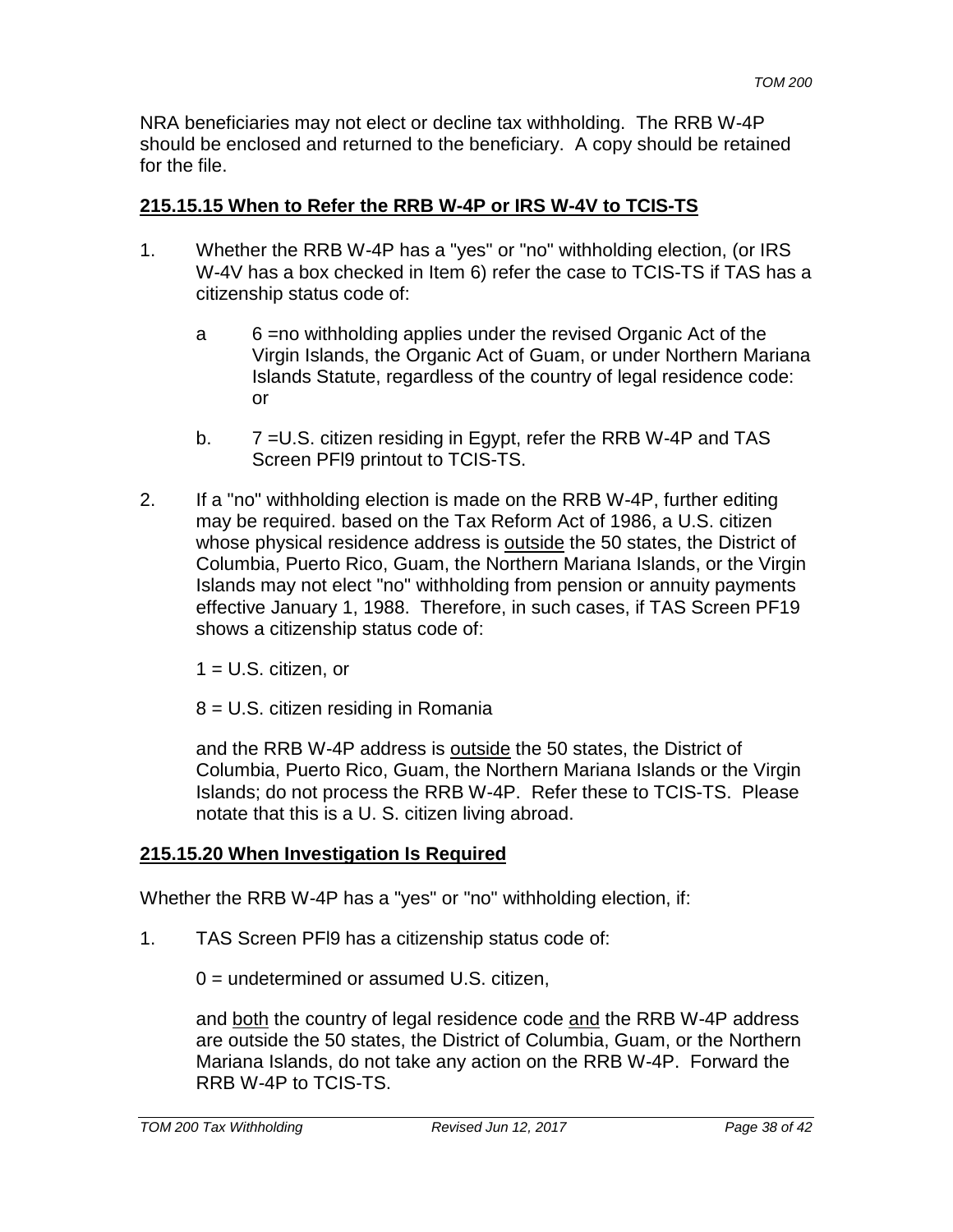NRA beneficiaries may not elect or decline tax withholding. The RRB W-4P should be enclosed and returned to the beneficiary. A copy should be retained for the file.

## 215.15.15 When to Refer the RRB W-4P or IRS W-4V to TCIS-TS

1. Whether the RRB W-4P has a "yes" or "no" withholding election, (or IRS W-4V has a box checked in Item 6) refer the case to TCIS-TS if TAS has a citizenship status code of:

   a 6 =no withholding applies under the revised Organic Act of the Virgin Islands, the Organic Act of Guam, or under Northern Mariana Islands Statute, regardless of the country of legal residence code: or

   b. 7 =U.S. citizen residing in Egypt, refer the RRB W-4P and TAS Screen PFl9 printout to TCIS-TS.

2. If a "no" withholding election is made on the RRB W-4P, further editing may be required. based on the Tax Reform Act of 1986, a U.S. citizen whose physical residence address is <u>outside</u> the 50 states, the District of Columbia, Puerto Rico, Guam, the Northern Mariana Islands, or the Virgin Islands may not elect "no" withholding from pension or annuity payments effective January 1, 1988. Therefore, in such cases, if TAS Screen PF19 shows a citizenship status code of:

   1 = U.S. citizen, or

   8 = U.S. citizen residing in Romania

   and the RRB W-4P address is <u>outside</u> the 50 states, the District of Columbia, Puerto Rico, Guam, the Northern Mariana Islands or the Virgin Islands; do not process the RRB W-4P. Refer these to TCIS-TS. Please notate that this is a U. S. citizen living abroad.

## 215.15.20 When Investigation Is Required

Whether the RRB W-4P has a "yes" or "no" withholding election, if:

1. TAS Screen PFl9 has a citizenship status code of:

   0 = undetermined or assumed U.S. citizen,

   and <u>both</u> the country of legal residence code <u>and</u> the RRB W-4P address are outside the 50 states, the District of Columbia, Guam, or the Northern Mariana Islands, do not take any action on the RRB W-4P. Forward the RRB W-4P to TCIS-TS.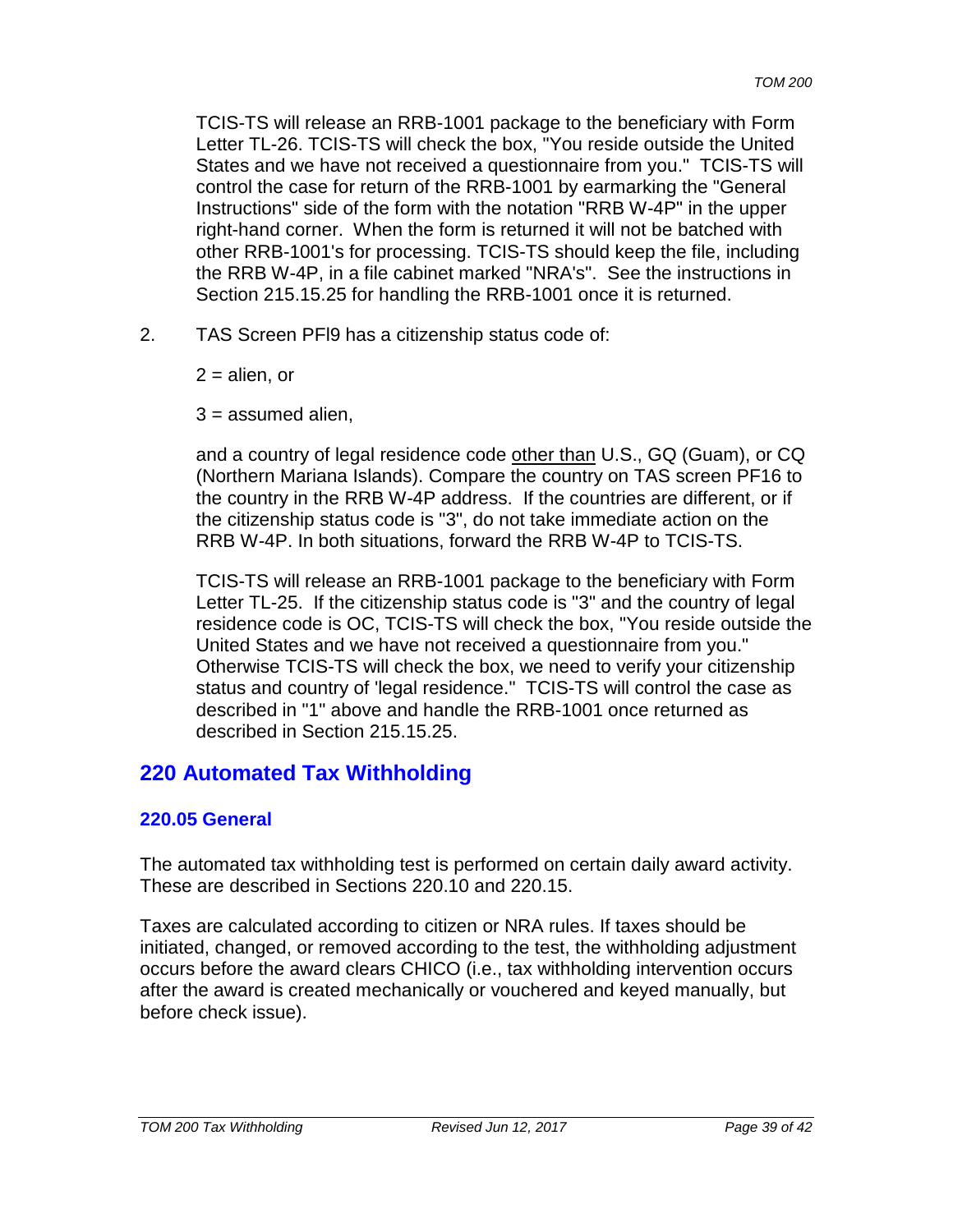TCIS-TS will release an RRB-1001 package to the beneficiary with Form Letter TL-26. TCIS-TS will check the box, "You reside outside the United States and we have not received a questionnaire from you." TCIS-TS will control the case for return of the RRB-1001 by earmarking the "General Instructions" side of the form with the notation "RRB W-4P" in the upper right-hand corner. When the form is returned it will not be batched with other RRB-1001's for processing. TCIS-TS should keep the file, including the RRB W-4P, in a file cabinet marked "NRA's". See the instructions in Section 215.15.25 for handling the RRB-1001 once it is returned.

2. TAS Screen PFI9 has a citizenship status code of:

   2 = alien, or

   3 = assumed alien,

   and a country of legal residence code <u>other than</u> U.S., GQ (Guam), or CQ (Northern Mariana Islands). Compare the country on TAS screen PF16 to the country in the RRB W-4P address. If the countries are different, or if the citizenship status code is "3", do not take immediate action on the RRB W-4P. In both situations, forward the RRB W-4P to TCIS-TS.

   TCIS-TS will release an RRB-1001 package to the beneficiary with Form Letter TL-25. If the citizenship status code is "3" and the country of legal residence code is OC, TCIS-TS will check the box, "You reside outside the United States and we have not received a questionnaire from you." Otherwise TCIS-TS will check the box, we need to verify your citizenship status and country of 'legal residence." TCIS-TS will control the case as described in "1" above and handle the RRB-1001 once returned as described in Section 215.15.25.

## 220 Automated Tax Withholding

### 220.05 General

The automated tax withholding test is performed on certain daily award activity. These are described in Sections 220.10 and 220.15.

Taxes are calculated according to citizen or NRA rules. If taxes should be initiated, changed, or removed according to the test, the withholding adjustment occurs before the award clears CHICO (i.e., tax withholding intervention occurs after the award is created mechanically or vouchered and keyed manually, but before check issue).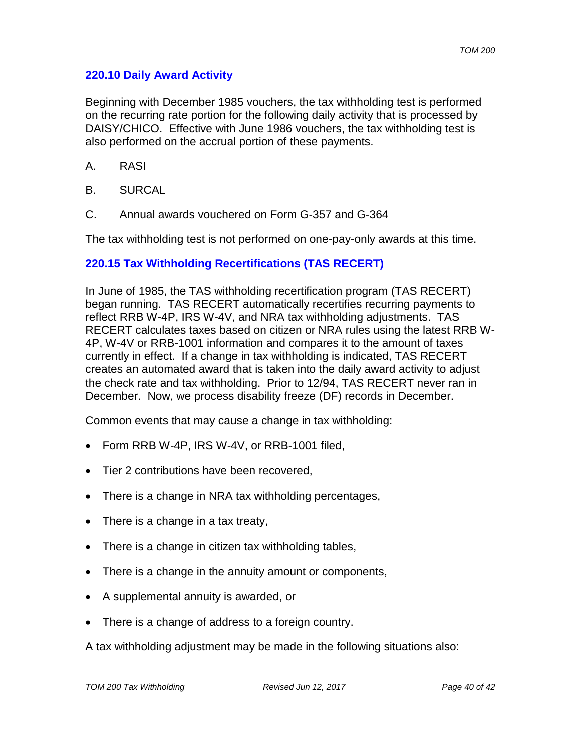### 220.10 Daily Award Activity

Beginning with December 1985 vouchers, the tax withholding test is performed on the recurring rate portion for the following daily activity that is processed by DAISY/CHICO. Effective with June 1986 vouchers, the tax withholding test is also performed on the accrual portion of these payments.

A. RASI

B. SURCAL

C. Annual awards vouchered on Form G-357 and G-364

The tax withholding test is not performed on one-pay-only awards at this time.

### 220.15 Tax Withholding Recertifications (TAS RECERT)

In June of 1985, the TAS withholding recertification program (TAS RECERT) began running. TAS RECERT automatically recertifies recurring payments to reflect RRB W-4P, IRS W-4V, and NRA tax withholding adjustments. TAS RECERT calculates taxes based on citizen or NRA rules using the latest RRB W-4P, W-4V or RRB-1001 information and compares it to the amount of taxes currently in effect. If a change in tax withholding is indicated, TAS RECERT creates an automated award that is taken into the daily award activity to adjust the check rate and tax withholding. Prior to 12/94, TAS RECERT never ran in December. Now, we process disability freeze (DF) records in December.

Common events that may cause a change in tax withholding:

- Form RRB W-4P, IRS W-4V, or RRB-1001 filed,
- Tier 2 contributions have been recovered,
- There is a change in NRA tax withholding percentages,
- There is a change in a tax treaty,
- There is a change in citizen tax withholding tables,
- There is a change in the annuity amount or components,
- A supplemental annuity is awarded, or
- There is a change of address to a foreign country.

A tax withholding adjustment may be made in the following situations also: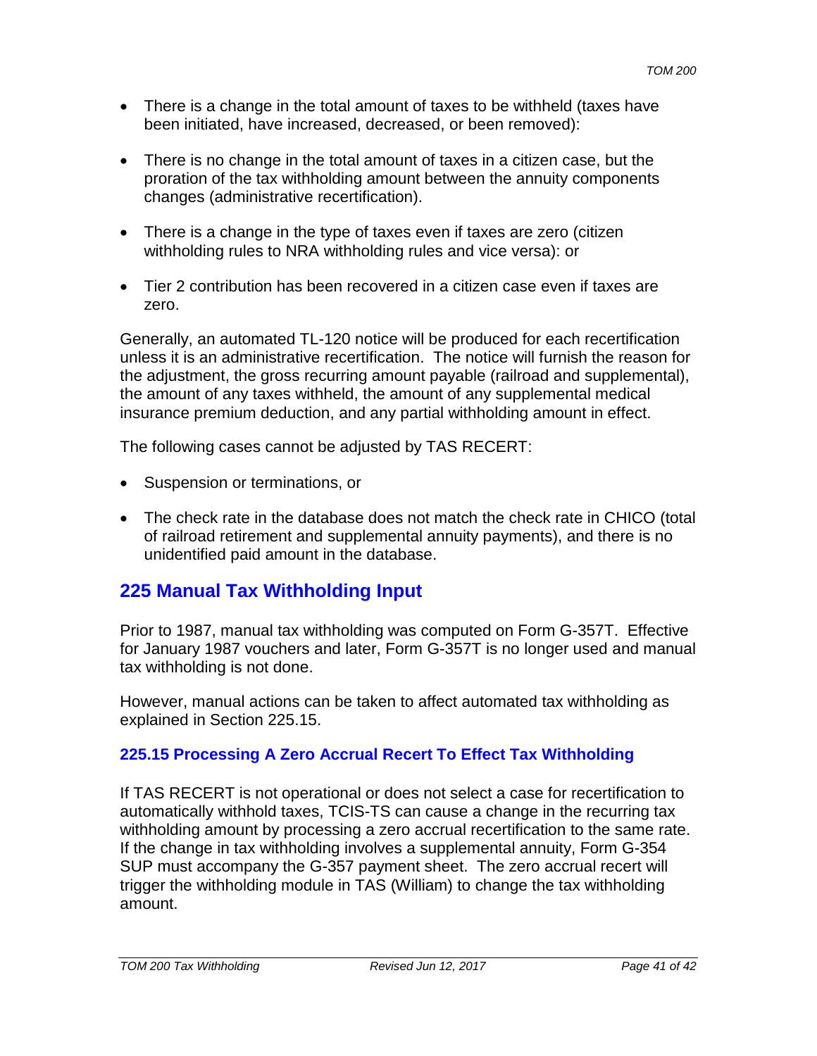- There is a change in the total amount of taxes to be withheld (taxes have been initiated, have increased, decreased, or been removed):
- There is no change in the total amount of taxes in a citizen case, but the proration of the tax withholding amount between the annuity components changes (administrative recertification).
- There is a change in the type of taxes even if taxes are zero (citizen withholding rules to NRA withholding rules and vice versa): or
- Tier 2 contribution has been recovered in a citizen case even if taxes are zero.

Generally, an automated TL-120 notice will be produced for each recertification unless it is an administrative recertification. The notice will furnish the reason for the adjustment, the gross recurring amount payable (railroad and supplemental), the amount of any taxes withheld, the amount of any supplemental medical insurance premium deduction, and any partial withholding amount in effect.

The following cases cannot be adjusted by TAS RECERT:

- Suspension or terminations, or
- The check rate in the database does not match the check rate in CHICO (total of railroad retirement and supplemental annuity payments), and there is no unidentified paid amount in the database.

## 225 Manual Tax Withholding Input

Prior to 1987, manual tax withholding was computed on Form G-357T. Effective for January 1987 vouchers and later, Form G-357T is no longer used and manual tax withholding is not done.

However, manual actions can be taken to affect automated tax withholding as explained in Section 225.15.

### 225.15 Processing A Zero Accrual Recert To Effect Tax Withholding

If TAS RECERT is not operational or does not select a case for recertification to automatically withhold taxes, TCIS-TS can cause a change in the recurring tax withholding amount by processing a zero accrual recertification to the same rate. If the change in tax withholding involves a supplemental annuity, Form G-354 SUP must accompany the G-357 payment sheet. The zero accrual recert will trigger the withholding module in TAS (William) to change the tax withholding amount.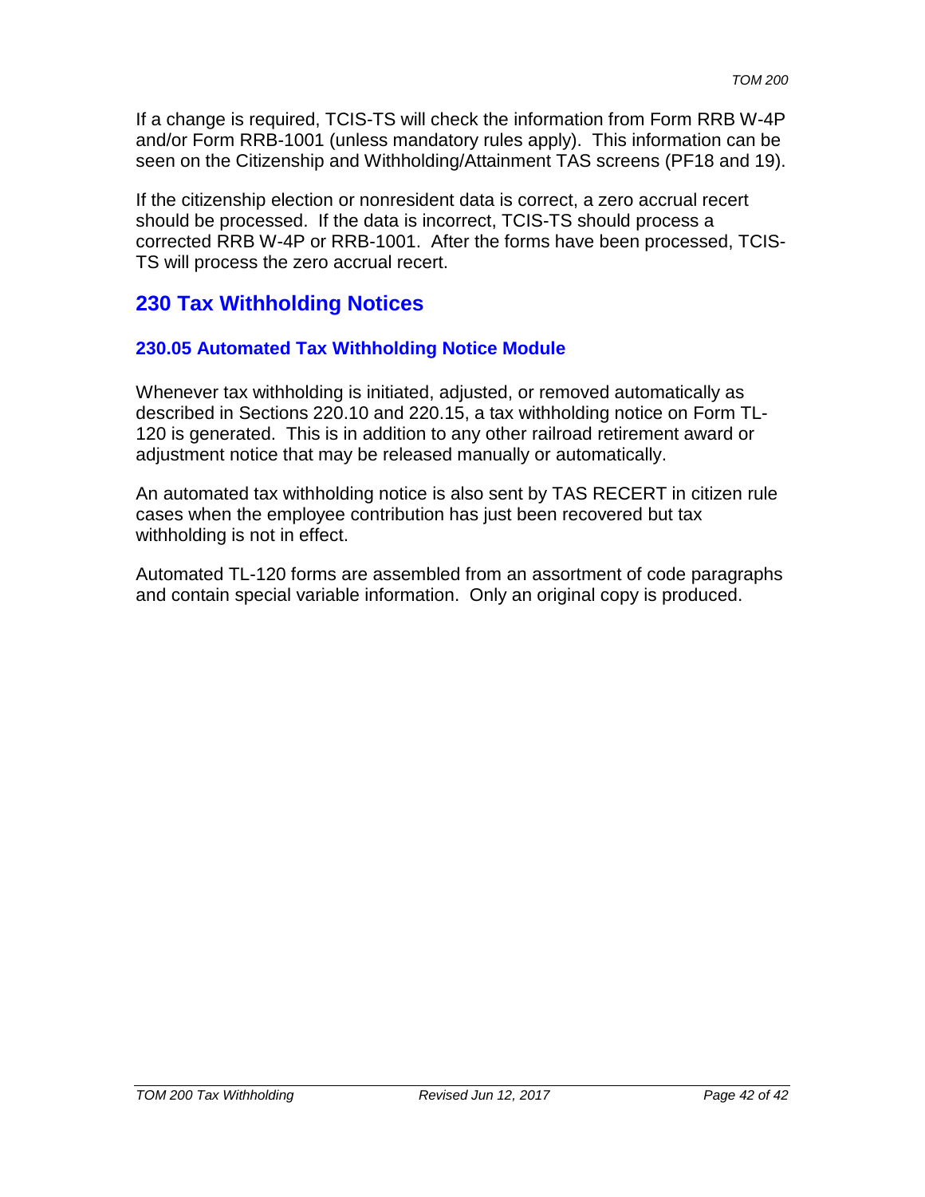If a change is required, TCIS-TS will check the information from Form RRB W-4P and/or Form RRB-1001 (unless mandatory rules apply). This information can be seen on the Citizenship and Withholding/Attainment TAS screens (PF18 and 19).

If the citizenship election or nonresident data is correct, a zero accrual recert should be processed. If the data is incorrect, TCIS-TS should process a corrected RRB W-4P or RRB-1001. After the forms have been processed, TCIS-TS will process the zero accrual recert.

## 230 Tax Withholding Notices

### 230.05 Automated Tax Withholding Notice Module

Whenever tax withholding is initiated, adjusted, or removed automatically as described in Sections 220.10 and 220.15, a tax withholding notice on Form TL-120 is generated. This is in addition to any other railroad retirement award or adjustment notice that may be released manually or automatically.

An automated tax withholding notice is also sent by TAS RECERT in citizen rule cases when the employee contribution has just been recovered but tax withholding is not in effect.

Automated TL-120 forms are assembled from an assortment of code paragraphs and contain special variable information. Only an original copy is produced.